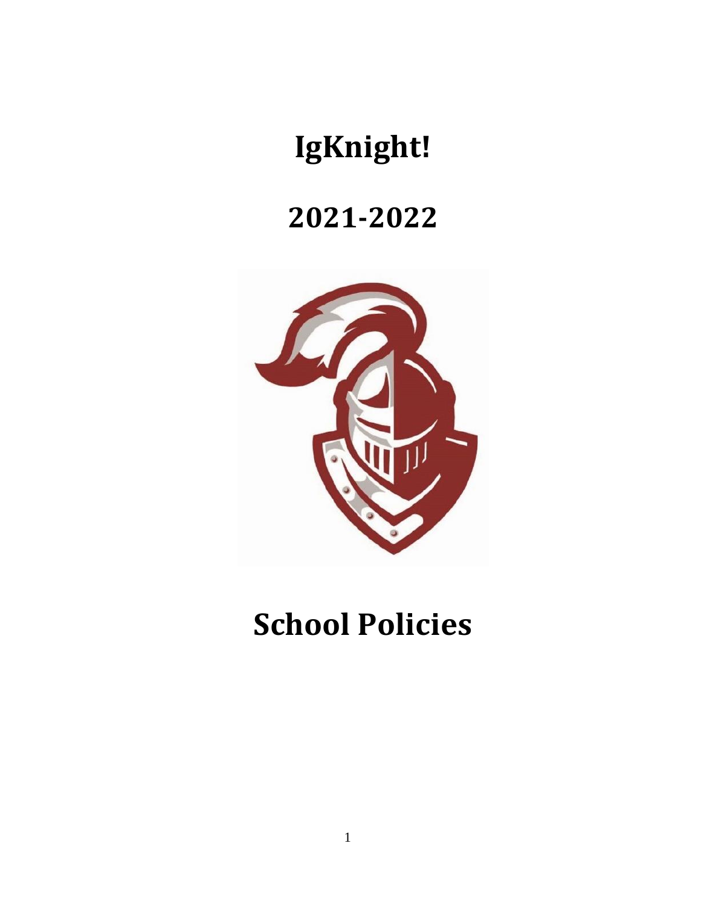# IgKnight!

# 2021-2022

# School Policies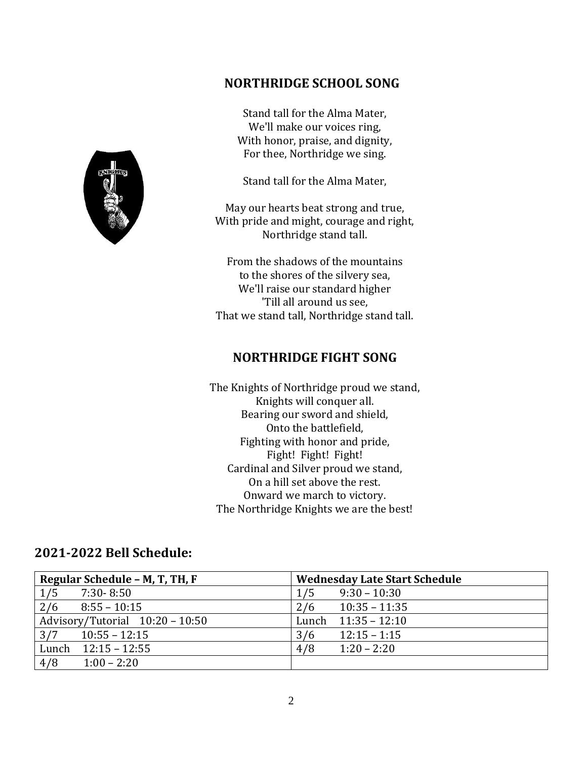## NORTHRIDGE SCHOOL SONG

Stand tall for the Alma Mater,
We'll make our voices ring,
With honor, praise, and dignity,
For thee, Northridge we sing.

Stand tall for the Alma Mater,

May our hearts beat strong and true,
With pride and might, courage and right,
Northridge stand tall.

From the shadows of the mountains
to the shores of the silvery sea,
We'll raise our standard higher
'Till all around us see,
That we stand tall, Northridge stand tall.

## NORTHRIDGE FIGHT SONG

The Knights of Northridge proud we stand,
Knights will conquer all.
Bearing our sword and shield,
Onto the battlefield,
Fighting with honor and pride,
Fight! Fight! Fight!
Cardinal and Silver proud we stand,
On a hill set above the rest.
Onward we march to victory.
The Northridge Knights we are the best!

## 2021-2022 Bell Schedule:

| Regular Schedule – M, T, TH, F | Wednesday Late Start Schedule |
|---|---|
| 1/5 7:30- 8:50 | 1/5 9:30 – 10:30 |
| 2/6 8:55 – 10:15 | 2/6 10:35 – 11:35 |
| Advisory/Tutorial 10:20 – 10:50 | Lunch 11:35 – 12:10 |
| 3/7 10:55 – 12:15 | 3/6 12:15 – 1:15 |
| Lunch 12:15 – 12:55 | 4/8 1:20 – 2:20 |
| 4/8 1:00 – 2:20 | |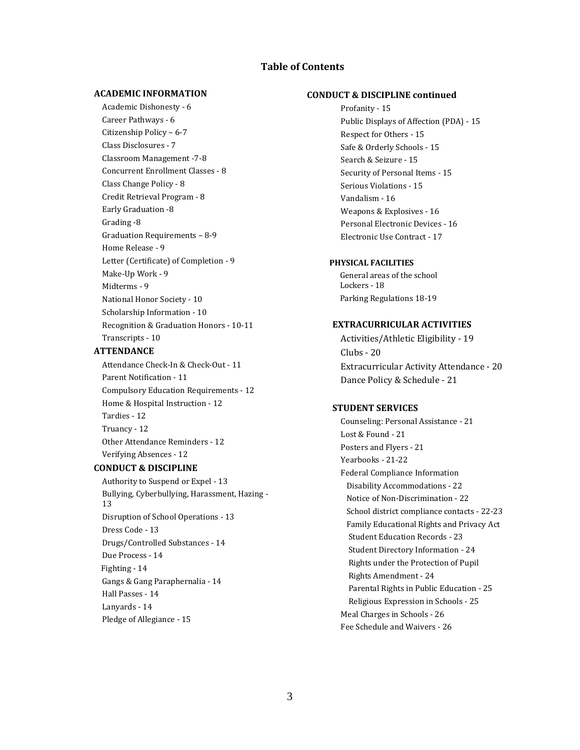# Table of Contents

## ACADEMIC INFORMATION

- Academic Dishonesty - 6
- Career Pathways - 6
- Citizenship Policy – 6-7
- Class Disclosures - 7
- Classroom Management -7-8
- Concurrent Enrollment Classes - 8
- Class Change Policy - 8
- Credit Retrieval Program - 8
- Early Graduation -8
- Grading -8
- Graduation Requirements – 8-9
- Home Release - 9
- Letter (Certificate) of Completion - 9
- Make-Up Work - 9
- Midterms - 9
- National Honor Society - 10
- Scholarship Information - 10
- Recognition & Graduation Honors - 10-11
- Transcripts - 10

## ATTENDANCE

- Attendance Check-In & Check-Out - 11
- Parent Notification - 11
- Compulsory Education Requirements - 12
- Home & Hospital Instruction - 12
- Tardies - 12
- Truancy - 12
- Other Attendance Reminders - 12
- Verifying Absences - 12

## CONDUCT & DISCIPLINE

- Authority to Suspend or Expel - 13
- Bullying, Cyberbullying, Harassment, Hazing - 13
- Disruption of School Operations - 13
- Dress Code - 13
- Drugs/Controlled Substances - 14
- Due Process - 14
- Fighting - 14
- Gangs & Gang Paraphernalia - 14
- Hall Passes - 14
- Lanyards - 14
- Pledge of Allegiance - 15

## CONDUCT & DISCIPLINE continued

- Profanity - 15
- Public Displays of Affection (PDA) - 15
- Respect for Others - 15
- Safe & Orderly Schools - 15
- Search & Seizure - 15
- Security of Personal Items - 15
- Serious Violations - 15
- Vandalism - 16
- Weapons & Explosives - 16
- Personal Electronic Devices - 16
- Electronic Use Contract - 17

## PHYSICAL FACILITIES

- General areas of the school
- Lockers - 18
- Parking Regulations 18-19

## EXTRACURRICULAR ACTIVITIES

- Activities/Athletic Eligibility - 19
- Clubs - 20
- Extracurricular Activity Attendance - 20
- Dance Policy & Schedule - 21

## STUDENT SERVICES

- Counseling: Personal Assistance - 21
- Lost & Found - 21
- Posters and Flyers - 21
- Yearbooks - 21-22
- Federal Compliance Information
  - Disability Accommodations - 22
  - Notice of Non-Discrimination - 22
  - School district compliance contacts - 22-23
  - Family Educational Rights and Privacy Act
    - Student Education Records - 23
    - Student Directory Information - 24
    - Rights under the Protection of Pupil Rights Amendment - 24
    - Parental Rights in Public Education - 25
    - Religious Expression in Schools - 25
- Meal Charges in Schools - 26
- Fee Schedule and Waivers - 26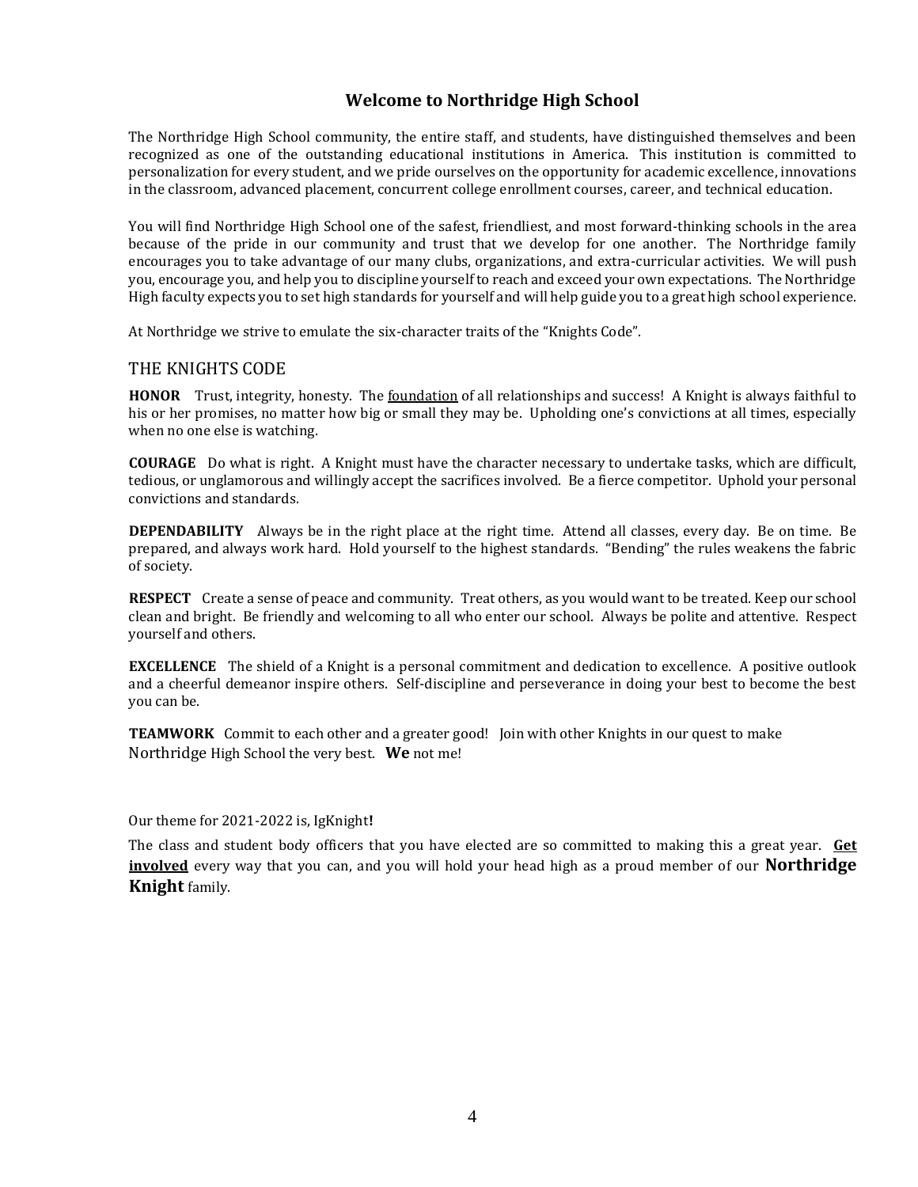## Welcome to Northridge High School

The Northridge High School community, the entire staff, and students, have distinguished themselves and been recognized as one of the outstanding educational institutions in America. This institution is committed to personalization for every student, and we pride ourselves on the opportunity for academic excellence, innovations in the classroom, advanced placement, concurrent college enrollment courses, career, and technical education.

You will find Northridge High School one of the safest, friendliest, and most forward-thinking schools in the area because of the pride in our community and trust that we develop for one another. The Northridge family encourages you to take advantage of our many clubs, organizations, and extra-curricular activities. We will push you, encourage you, and help you to discipline yourself to reach and exceed your own expectations. The Northridge High faculty expects you to set high standards for yourself and will help guide you to a great high school experience.

At Northridge we strive to emulate the six-character traits of the "Knights Code".

### THE KNIGHTS CODE

**HONOR** Trust, integrity, honesty. The <u>foundation</u> of all relationships and success! A Knight is always faithful to his or her promises, no matter how big or small they may be. Upholding one's convictions at all times, especially when no one else is watching.

**COURAGE** Do what is right. A Knight must have the character necessary to undertake tasks, which are difficult, tedious, or unglamorous and willingly accept the sacrifices involved. Be a fierce competitor. Uphold your personal convictions and standards.

**DEPENDABILITY** Always be in the right place at the right time. Attend all classes, every day. Be on time. Be prepared, and always work hard. Hold yourself to the highest standards. "Bending" the rules weakens the fabric of society.

**RESPECT** Create a sense of peace and community. Treat others, as you would want to be treated. Keep our school clean and bright. Be friendly and welcoming to all who enter our school. Always be polite and attentive. Respect yourself and others.

**EXCELLENCE** The shield of a Knight is a personal commitment and dedication to excellence. A positive outlook and a cheerful demeanor inspire others. Self-discipline and perseverance in doing your best to become the best you can be.

**TEAMWORK** Commit to each other and a greater good! Join with other Knights in our quest to make Northridge High School the very best. **We** not me!

Our theme for 2021-2022 is, IgKnight**!**

The class and student body officers that you have elected are so committed to making this a great year. **<u>Get involved</u>** every way that you can, and you will hold your head high as a proud member of our **Northridge Knight** family.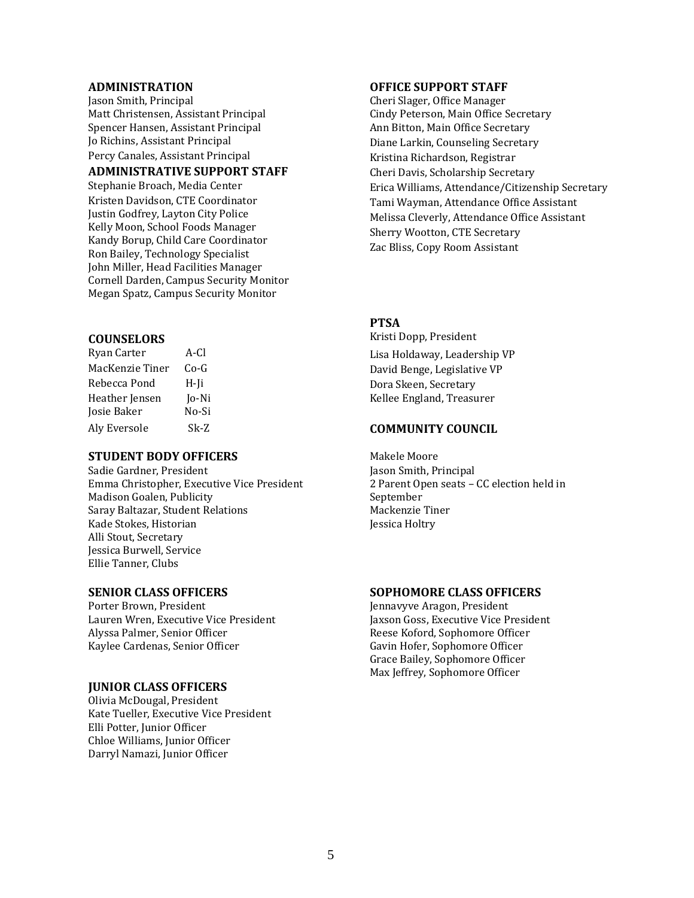## ADMINISTRATION

Jason Smith, Principal
Matt Christensen, Assistant Principal
Spencer Hansen, Assistant Principal
Jo Richins, Assistant Principal
Percy Canales, Assistant Principal

## ADMINISTRATIVE SUPPORT STAFF

Stephanie Broach, Media Center
Kristen Davidson, CTE Coordinator
Justin Godfrey, Layton City Police
Kelly Moon, School Foods Manager
Kandy Borup, Child Care Coordinator
Ron Bailey, Technology Specialist
John Miller, Head Facilities Manager
Cornell Darden, Campus Security Monitor
Megan Spatz, Campus Security Monitor

## COUNSELORS

| Name | Alpha |
|---|---|
| Ryan Carter | A-Cl |
| MacKenzie Tiner | Co-G |
| Rebecca Pond | H-Ji |
| Heather Jensen | Jo-Ni |
| Josie Baker | No-Si |
| Aly Eversole | Sk-Z |

## STUDENT BODY OFFICERS

Sadie Gardner, President
Emma Christopher, Executive Vice President
Madison Goalen, Publicity
Saray Baltazar, Student Relations
Kade Stokes, Historian
Alli Stout, Secretary
Jessica Burwell, Service
Ellie Tanner, Clubs

## SENIOR CLASS OFFICERS

Porter Brown, President
Lauren Wren, Executive Vice President
Alyssa Palmer, Senior Officer
Kaylee Cardenas, Senior Officer

## JUNIOR CLASS OFFICERS

Olivia McDougal, President
Kate Tueller, Executive Vice President
Elli Potter, Junior Officer
Chloe Williams, Junior Officer
Darryl Namazi, Junior Officer

## OFFICE SUPPORT STAFF

Cheri Slager, Office Manager
Cindy Peterson, Main Office Secretary
Ann Bitton, Main Office Secretary
Diane Larkin, Counseling Secretary
Kristina Richardson, Registrar
Cheri Davis, Scholarship Secretary
Erica Williams, Attendance/Citizenship Secretary
Tami Wayman, Attendance Office Assistant
Melissa Cleverly, Attendance Office Assistant
Sherry Wootton, CTE Secretary
Zac Bliss, Copy Room Assistant

## PTSA

Kristi Dopp, President
Lisa Holdaway, Leadership VP
David Benge, Legislative VP
Dora Skeen, Secretary
Kellee England, Treasurer

## COMMUNITY COUNCIL

Makele Moore
Jason Smith, Principal
2 Parent Open seats – CC election held in September
Mackenzie Tiner
Jessica Holtry

## SOPHOMORE CLASS OFFICERS

Jennavyve Aragon, President
Jaxson Goss, Executive Vice President
Reese Koford, Sophomore Officer
Gavin Hofer, Sophomore Officer
Grace Bailey, Sophomore Officer
Max Jeffrey, Sophomore Officer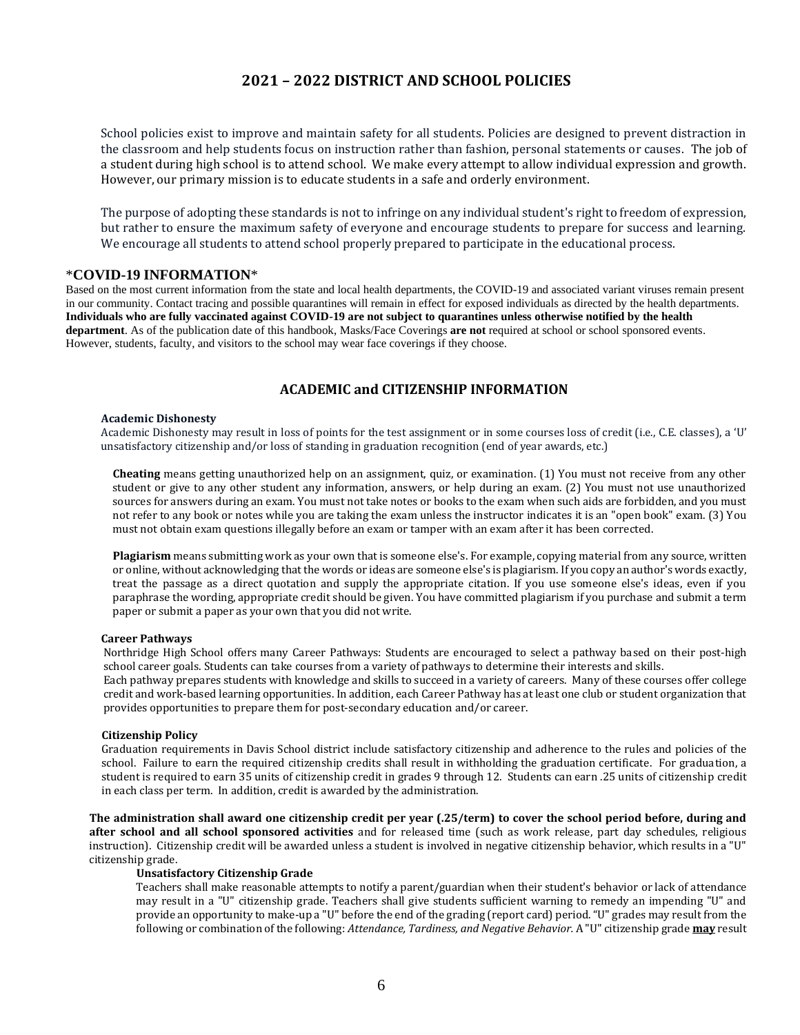# 2021 – 2022 DISTRICT AND SCHOOL POLICIES

School policies exist to improve and maintain safety for all students. Policies are designed to prevent distraction in the classroom and help students focus on instruction rather than fashion, personal statements or causes. The job of a student during high school is to attend school. We make every attempt to allow individual expression and growth. However, our primary mission is to educate students in a safe and orderly environment.

The purpose of adopting these standards is not to infringe on any individual student's right to freedom of expression, but rather to ensure the maximum safety of everyone and encourage students to prepare for success and learning. We encourage all students to attend school properly prepared to participate in the educational process.

## \*COVID-19 INFORMATION\*

Based on the most current information from the state and local health departments, the COVID-19 and associated variant viruses remain present in our community. Contact tracing and possible quarantines will remain in effect for exposed individuals as directed by the health departments. **Individuals who are fully vaccinated against COVID-19 are not subject to quarantines unless otherwise notified by the health department**. As of the publication date of this handbook, Masks/Face Coverings **are not** required at school or school sponsored events. However, students, faculty, and visitors to the school may wear face coverings if they choose.

## ACADEMIC and CITIZENSHIP INFORMATION

### Academic Dishonesty

Academic Dishonesty may result in loss of points for the test assignment or in some courses loss of credit (i.e., C.E. classes), a 'U' unsatisfactory citizenship and/or loss of standing in graduation recognition (end of year awards, etc.)

**Cheating** means getting unauthorized help on an assignment, quiz, or examination. (1) You must not receive from any other student or give to any other student any information, answers, or help during an exam. (2) You must not use unauthorized sources for answers during an exam. You must not take notes or books to the exam when such aids are forbidden, and you must not refer to any book or notes while you are taking the exam unless the instructor indicates it is an "open book" exam. (3) You must not obtain exam questions illegally before an exam or tamper with an exam after it has been corrected.

**Plagiarism** means submitting work as your own that is someone else's. For example, copying material from any source, written or online, without acknowledging that the words or ideas are someone else's is plagiarism. If you copy an author's words exactly, treat the passage as a direct quotation and supply the appropriate citation. If you use someone else's ideas, even if you paraphrase the wording, appropriate credit should be given. You have committed plagiarism if you purchase and submit a term paper or submit a paper as your own that you did not write.

### Career Pathways

Northridge High School offers many Career Pathways: Students are encouraged to select a pathway based on their post-high school career goals. Students can take courses from a variety of pathways to determine their interests and skills.
Each pathway prepares students with knowledge and skills to succeed in a variety of careers. Many of these courses offer college credit and work-based learning opportunities. In addition, each Career Pathway has at least one club or student organization that provides opportunities to prepare them for post-secondary education and/or career.

### Citizenship Policy

Graduation requirements in Davis School district include satisfactory citizenship and adherence to the rules and policies of the school. Failure to earn the required citizenship credits shall result in withholding the graduation certificate. For graduation, a student is required to earn 35 units of citizenship credit in grades 9 through 12. Students can earn .25 units of citizenship credit in each class per term. In addition, credit is awarded by the administration.

**The administration shall award one citizenship credit per year (.25/term) to cover the school period before, during and after school and all school sponsored activities** and for released time (such as work release, part day schedules, religious instruction). Citizenship credit will be awarded unless a student is involved in negative citizenship behavior, which results in a "U" citizenship grade.

#### Unsatisfactory Citizenship Grade

Teachers shall make reasonable attempts to notify a parent/guardian when their student's behavior or lack of attendance may result in a "U" citizenship grade. Teachers shall give students sufficient warning to remedy an impending "U" and provide an opportunity to make-up a "U" before the end of the grading (report card) period. "U" grades may result from the following or combination of the following: *Attendance, Tardiness, and Negative Behavior.* A "U" citizenship grade **may** result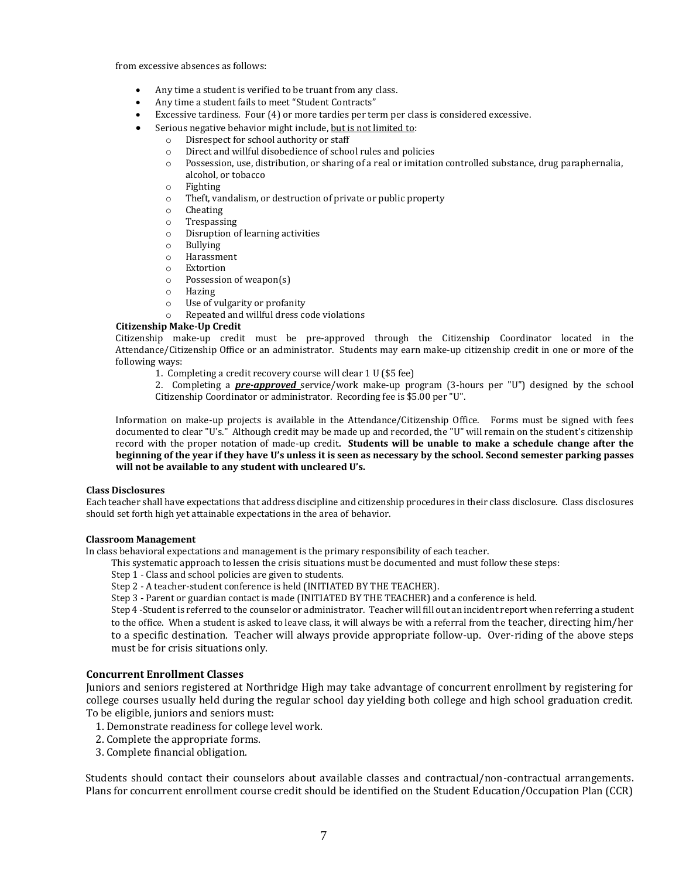from excessive absences as follows:

- Any time a student is verified to be truant from any class.
- Any time a student fails to meet "Student Contracts"
- Excessive tardiness. Four (4) or more tardies per term per class is considered excessive.
- Serious negative behavior might include, <u>but is not limited to</u>:
    - Disrespect for school authority or staff
    - Direct and willful disobedience of school rules and policies
    - Possession, use, distribution, or sharing of a real or imitation controlled substance, drug paraphernalia, alcohol, or tobacco
    - Fighting
    - Theft, vandalism, or destruction of private or public property
    - Cheating
    - Trespassing
    - Disruption of learning activities
    - Bullying
    - Harassment
    - Extortion
    - Possession of weapon(s)
    - Hazing
    - Use of vulgarity or profanity
    - Repeated and willful dress code violations

**Citizenship Make-Up Credit**

Citizenship make-up credit must be pre-approved through the Citizenship Coordinator located in the Attendance/Citizenship Office or an administrator. Students may earn make-up citizenship credit in one or more of the following ways:

1. Completing a credit recovery course will clear 1 U ($5 fee)
2. Completing a ***<u>pre-approved</u>*** service/work make-up program (3-hours per "U") designed by the school Citizenship Coordinator or administrator. Recording fee is $5.00 per "U".

Information on make-up projects is available in the Attendance/Citizenship Office. Forms must be signed with fees documented to clear "U's." Although credit may be made up and recorded, the "U" will remain on the student's citizenship record with the proper notation of made-up credit**. Students will be unable to make a schedule change after the beginning of the year if they have U's unless it is seen as necessary by the school. Second semester parking passes will not be available to any student with uncleared U's.**

**Class Disclosures**

Each teacher shall have expectations that address discipline and citizenship procedures in their class disclosure. Class disclosures should set forth high yet attainable expectations in the area of behavior.

**Classroom Management**

In class behavioral expectations and management is the primary responsibility of each teacher.

This systematic approach to lessen the crisis situations must be documented and must follow these steps:

Step 1 - Class and school policies are given to students.

Step 2 - A teacher-student conference is held (INITIATED BY THE TEACHER).

Step 3 - Parent or guardian contact is made (INITIATED BY THE TEACHER) and a conference is held.

Step 4 -Student is referred to the counselor or administrator. Teacher will fill out an incident report when referring a student to the office. When a student is asked to leave class, it will always be with a referral from the teacher, directing him/her to a specific destination. Teacher will always provide appropriate follow-up. Over-riding of the above steps must be for crisis situations only.

### Concurrent Enrollment Classes

Juniors and seniors registered at Northridge High may take advantage of concurrent enrollment by registering for college courses usually held during the regular school day yielding both college and high school graduation credit. To be eligible, juniors and seniors must:

1. Demonstrate readiness for college level work.
2. Complete the appropriate forms.
3. Complete financial obligation.

Students should contact their counselors about available classes and contractual/non-contractual arrangements. Plans for concurrent enrollment course credit should be identified on the Student Education/Occupation Plan (CCR)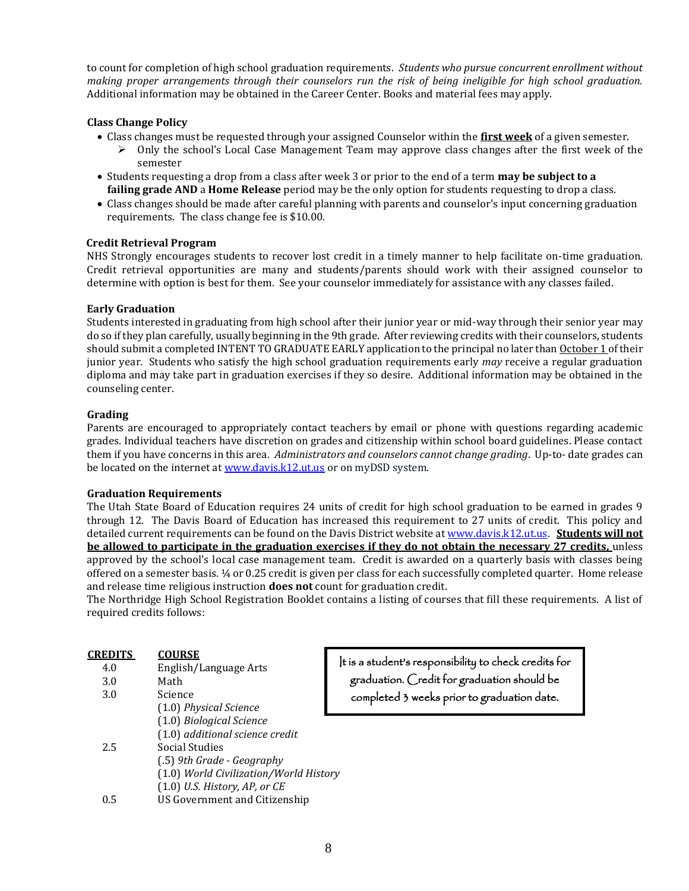to count for completion of high school graduation requirements. *Students who pursue concurrent enrollment without making proper arrangements through their counselors run the risk of being ineligible for high school graduation.* Additional information may be obtained in the Career Center. Books and material fees may apply.

**Class Change Policy**

- Class changes must be requested through your assigned Counselor within the **first week** of a given semester.
  - Only the school's Local Case Management Team may approve class changes after the first week of the semester
- Students requesting a drop from a class after week 3 or prior to the end of a term **may be subject to a failing grade AND** a **Home Release** period may be the only option for students requesting to drop a class.
- Class changes should be made after careful planning with parents and counselor's input concerning graduation requirements. The class change fee is $10.00.

**Credit Retrieval Program**

NHS Strongly encourages students to recover lost credit in a timely manner to help facilitate on-time graduation. Credit retrieval opportunities are many and students/parents should work with their assigned counselor to determine with option is best for them. See your counselor immediately for assistance with any classes failed.

**Early Graduation**

Students interested in graduating from high school after their junior year or mid-way through their senior year may do so if they plan carefully, usually beginning in the 9th grade. After reviewing credits with their counselors, students should submit a completed INTENT TO GRADUATE EARLY application to the principal no later than October 1 of their junior year. Students who satisfy the high school graduation requirements early *may* receive a regular graduation diploma and may take part in graduation exercises if they so desire. Additional information may be obtained in the counseling center.

**Grading**

Parents are encouraged to appropriately contact teachers by email or phone with questions regarding academic grades. Individual teachers have discretion on grades and citizenship within school board guidelines. Please contact them if you have concerns in this area. *Administrators and counselors cannot change grading*. Up-to- date grades can be located on the internet at www.davis.k12.ut.us or on myDSD system.

**Graduation Requirements**

The Utah State Board of Education requires 24 units of credit for high school graduation to be earned in grades 9 through 12. The Davis Board of Education has increased this requirement to 27 units of credit. This policy and detailed current requirements can be found on the Davis District website at www.davis.k12.ut.us. **Students will not be allowed to participate in the graduation exercises if they do not obtain the necessary 27 credits,** unless approved by the school's local case management team. Credit is awarded on a quarterly basis with classes being offered on a semester basis. ¼ or 0.25 credit is given per class for each successfully completed quarter. Home release and release time religious instruction **does not** count for graduation credit.

The Northridge High School Registration Booklet contains a listing of courses that fill these requirements. A list of required credits follows:

| **CREDITS** | **COURSE** |
|---|---|
| 4.0 | English/Language Arts |
| 3.0 | Math |
| 3.0 | Science |
| | (1.0) *Physical Science* |
| | (1.0) *Biological Science* |
| | (1.0) *additional science credit* |
| 2.5 | Social Studies |
| | (.5) *9th Grade - Geography* |
| | (1.0) *World Civilization/World History* |
| | (1.0) *U.S. History, AP, or CE* |
| 0.5 | US Government and Citizenship |

It is a student's responsibility to check credits for graduation. Credit for graduation should be completed 3 weeks prior to graduation date.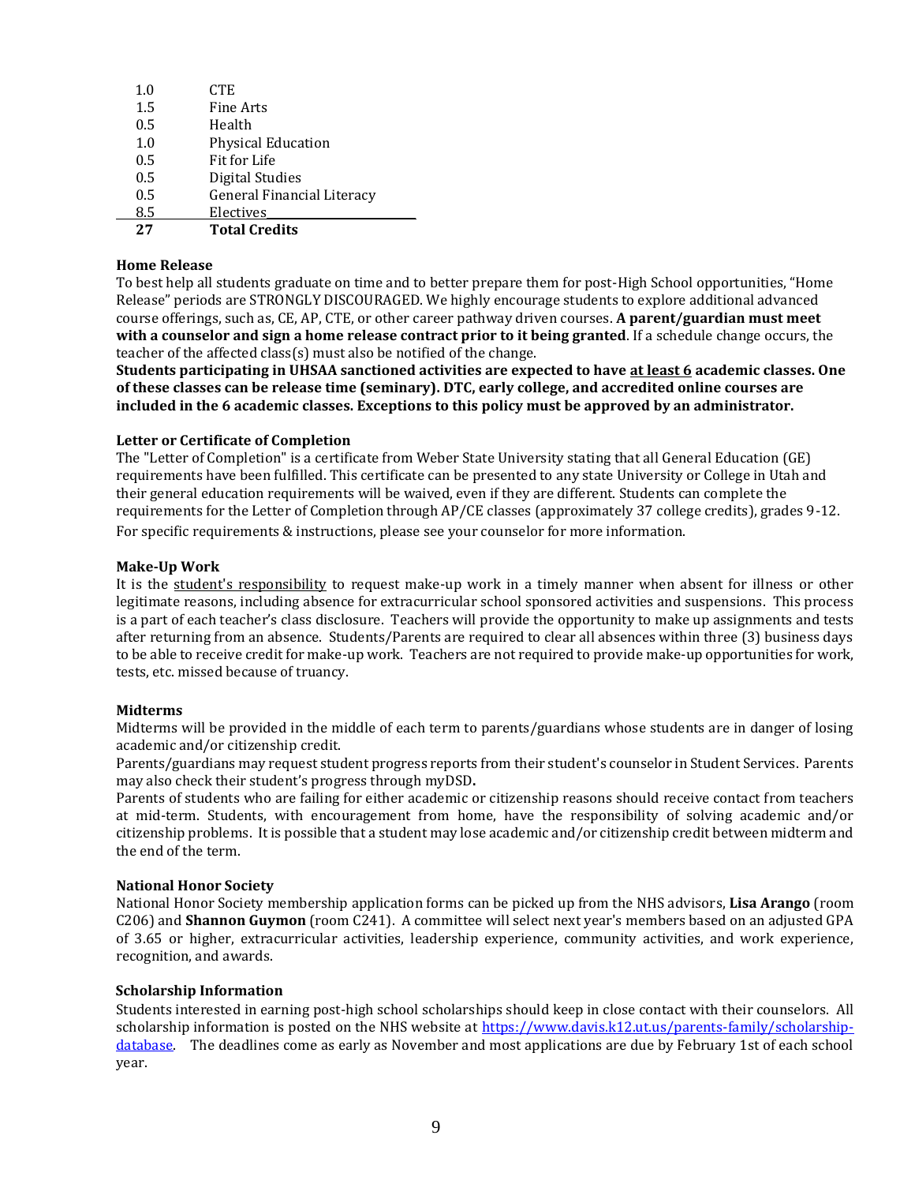| | |
|---|---|
| 1.0 | CTE |
| 1.5 | Fine Arts |
| 0.5 | Health |
| 1.0 | Physical Education |
| 0.5 | Fit for Life |
| 0.5 | Digital Studies |
| 0.5 | General Financial Literacy |
| 8.5 | Electives |
| **27** | **Total Credits** |

**Home Release**

To best help all students graduate on time and to better prepare them for post-High School opportunities, "Home Release" periods are STRONGLY DISCOURAGED. We highly encourage students to explore additional advanced course offerings, such as, CE, AP, CTE, or other career pathway driven courses. **A parent/guardian must meet with a counselor and sign a home release contract prior to it being granted**. If a schedule change occurs, the teacher of the affected class(s) must also be notified of the change.

**Students participating in UHSAA sanctioned activities are expected to have <u>at least 6</u> academic classes. One of these classes can be release time (seminary). DTC, early college, and accredited online courses are included in the 6 academic classes. Exceptions to this policy must be approved by an administrator.**

**Letter or Certificate of Completion**

The "Letter of Completion" is a certificate from Weber State University stating that all General Education (GE) requirements have been fulfilled. This certificate can be presented to any state University or College in Utah and their general education requirements will be waived, even if they are different. Students can complete the requirements for the Letter of Completion through AP/CE classes (approximately 37 college credits), grades 9-12. For specific requirements & instructions, please see your counselor for more information.

**Make-Up Work**

It is the <u>student's responsibility</u> to request make-up work in a timely manner when absent for illness or other legitimate reasons, including absence for extracurricular school sponsored activities and suspensions. This process is a part of each teacher's class disclosure. Teachers will provide the opportunity to make up assignments and tests after returning from an absence. Students/Parents are required to clear all absences within three (3) business days to be able to receive credit for make-up work. Teachers are not required to provide make-up opportunities for work, tests, etc. missed because of truancy.

**Midterms**

Midterms will be provided in the middle of each term to parents/guardians whose students are in danger of losing academic and/or citizenship credit.

Parents/guardians may request student progress reports from their student's counselor in Student Services. Parents may also check their student's progress through myDSD**.**

Parents of students who are failing for either academic or citizenship reasons should receive contact from teachers at mid-term. Students, with encouragement from home, have the responsibility of solving academic and/or citizenship problems. It is possible that a student may lose academic and/or citizenship credit between midterm and the end of the term.

**National Honor Society**

National Honor Society membership application forms can be picked up from the NHS advisors, **Lisa Arango** (room C206) and **Shannon Guymon** (room C241). A committee will select next year's members based on an adjusted GPA of 3.65 or higher, extracurricular activities, leadership experience, community activities, and work experience, recognition, and awards.

**Scholarship Information**

Students interested in earning post-high school scholarships should keep in close contact with their counselors. All scholarship information is posted on the NHS website at [https://www.davis.k12.ut.us/parents-family/scholarship-database](https://www.davis.k12.ut.us/parents-family/scholarship-database). The deadlines come as early as November and most applications are due by February 1st of each school year.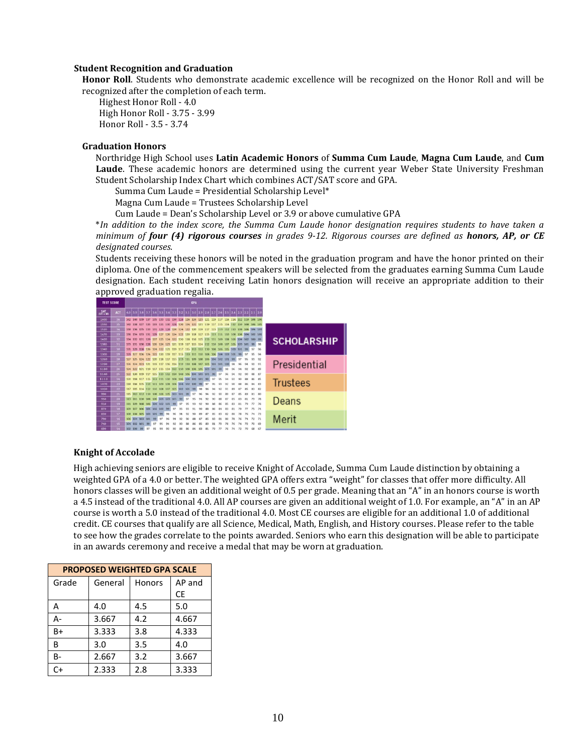### Student Recognition and Graduation

**Honor Roll**. Students who demonstrate academic excellence will be recognized on the Honor Roll and will be recognized after the completion of each term.

Highest Honor Roll - 4.0
High Honor Roll - 3.75 - 3.99
Honor Roll - 3.5 - 3.74

#### Graduation Honors

Northridge High School uses **Latin Academic Honors** of **Summa Cum Laude**, **Magna Cum Laude**, and **Cum Laude**. These academic honors are determined using the current year Weber State University Freshman Student Scholarship Index Chart which combines ACT/SAT score and GPA.

Summa Cum Laude = Presidential Scholarship Level*
Magna Cum Laude = Trustees Scholarship Level
Cum Laude = Dean's Scholarship Level or 3.9 or above cumulative GPA

**In addition to the index score, the Summa Cum Laude honor designation requires students to have taken a minimum of* ***four (4) rigorous courses*** *in grades 9-12. Rigorous courses are defined as* ***honors, AP, or CE*** *designated courses.*

Students receiving these honors will be noted in the graduation program and have the honor printed on their diploma. One of the commencement speakers will be selected from the graduates earning Summa Cum Laude designation. Each student receiving Latin honors designation will receive an appropriate addition to their approved graduation regalia.

### Knight of Accolade

High achieving seniors are eligible to receive Knight of Accolade, Summa Cum Laude distinction by obtaining a weighted GPA of a 4.0 or better. The weighted GPA offers extra "weight" for classes that offer more difficulty. All honors classes will be given an additional weight of 0.5 per grade. Meaning that an "A" in an honors course is worth a 4.5 instead of the traditional 4.0. All AP courses are given an additional weight of 1.0. For example, an "A" in an AP course is worth a 5.0 instead of the traditional 4.0. Most CE courses are eligible for an additional 1.0 of additional credit. CE courses that qualify are all Science, Medical, Math, English, and History courses. Please refer to the table to see how the grades correlate to the points awarded. Seniors who earn this designation will be able to participate in an awards ceremony and receive a medal that may be worn at graduation.

| PROPOSED WEIGHTED GPA SCALE | | | |
|---|---|---|---|
| Grade | General | Honors | AP and CE |
| A | 4.0 | 4.5 | 5.0 |
| A- | 3.667 | 4.2 | 4.667 |
| B+ | 3.333 | 3.8 | 4.333 |
| B | 3.0 | 3.5 | 4.0 |
| B- | 2.667 | 3.2 | 3.667 |
| C+ | 2.333 | 2.8 | 3.333 |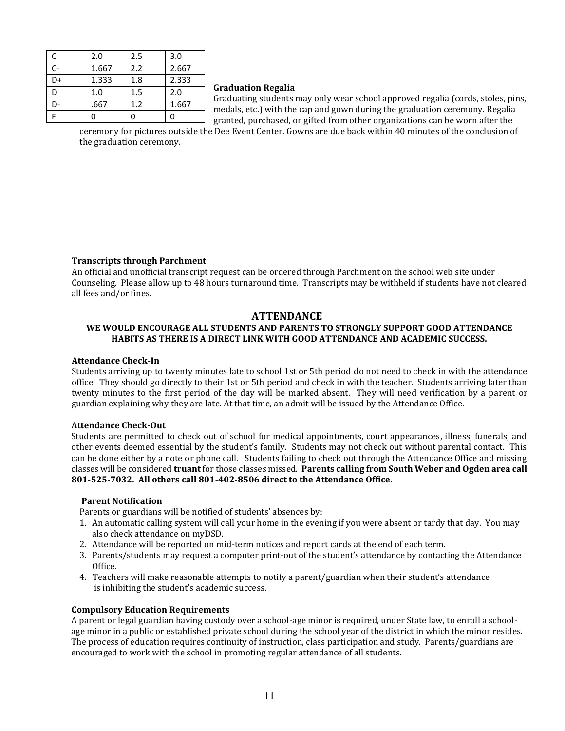| C | 2.0 | 2.5 | 3.0 |
|---|---|---|---|
| C- | 1.667 | 2.2 | 2.667 |
| D+ | 1.333 | 1.8 | 2.333 |
| D | 1.0 | 1.5 | 2.0 |
| D- | .667 | 1.2 | 1.667 |
| F | 0 | 0 | 0 |

**Graduation Regalia**

Graduating students may only wear school approved regalia (cords, stoles, pins, medals, etc.) with the cap and gown during the graduation ceremony. Regalia granted, purchased, or gifted from other organizations can be worn after the ceremony for pictures outside the Dee Event Center. Gowns are due back within 40 minutes of the conclusion of the graduation ceremony.

**Transcripts through Parchment**

An official and unofficial transcript request can be ordered through Parchment on the school web site under Counseling. Please allow up to 48 hours turnaround time. Transcripts may be withheld if students have not cleared all fees and/or fines.

## ATTENDANCE

**WE WOULD ENCOURAGE ALL STUDENTS AND PARENTS TO STRONGLY SUPPORT GOOD ATTENDANCE HABITS AS THERE IS A DIRECT LINK WITH GOOD ATTENDANCE AND ACADEMIC SUCCESS.**

**Attendance Check-In**

Students arriving up to twenty minutes late to school 1st or 5th period do not need to check in with the attendance office. They should go directly to their 1st or 5th period and check in with the teacher. Students arriving later than twenty minutes to the first period of the day will be marked absent. They will need verification by a parent or guardian explaining why they are late. At that time, an admit will be issued by the Attendance Office.

**Attendance Check-Out**

Students are permitted to check out of school for medical appointments, court appearances, illness, funerals, and other events deemed essential by the student's family. Students may not check out without parental contact. This can be done either by a note or phone call. Students failing to check out through the Attendance Office and missing classes will be considered **truant** for those classes missed. **Parents calling from South Weber and Ogden area call 801-525-7032. All others call 801-402-8506 direct to the Attendance Office.**

**Parent Notification**

Parents or guardians will be notified of students' absences by:

1. An automatic calling system will call your home in the evening if you were absent or tardy that day. You may also check attendance on myDSD.
2. Attendance will be reported on mid-term notices and report cards at the end of each term.
3. Parents/students may request a computer print-out of the student's attendance by contacting the Attendance Office.
4. Teachers will make reasonable attempts to notify a parent/guardian when their student's attendance is inhibiting the student's academic success.

**Compulsory Education Requirements**

A parent or legal guardian having custody over a school-age minor is required, under State law, to enroll a school-age minor in a public or established private school during the school year of the district in which the minor resides. The process of education requires continuity of instruction, class participation and study. Parents/guardians are encouraged to work with the school in promoting regular attendance of all students.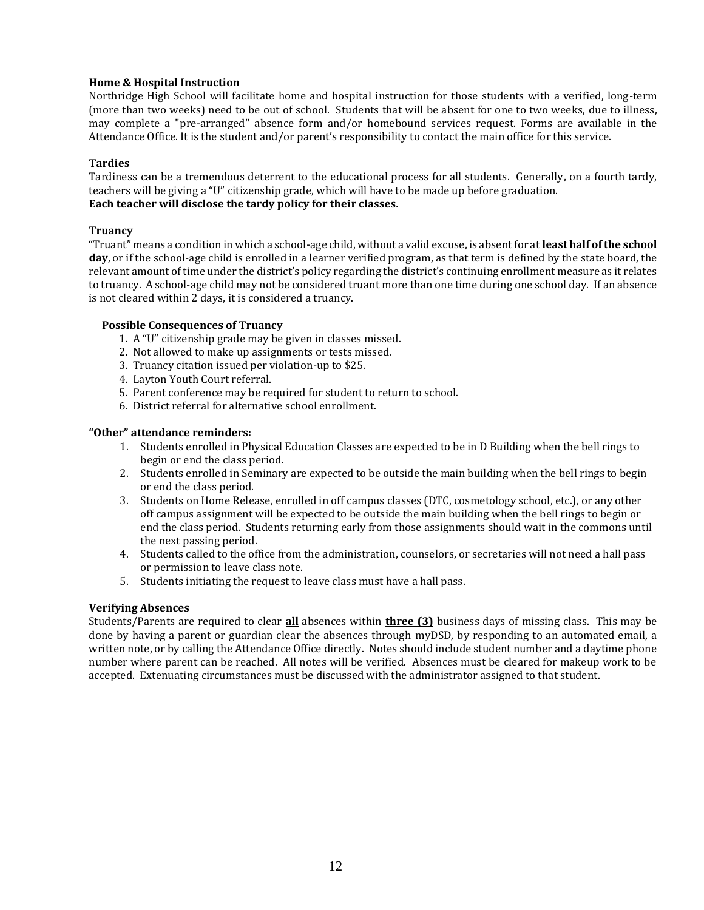### Home & Hospital Instruction

Northridge High School will facilitate home and hospital instruction for those students with a verified, long-term (more than two weeks) need to be out of school. Students that will be absent for one to two weeks, due to illness, may complete a "pre-arranged" absence form and/or homebound services request. Forms are available in the Attendance Office. It is the student and/or parent's responsibility to contact the main office for this service.

### Tardies

Tardiness can be a tremendous deterrent to the educational process for all students. Generally, on a fourth tardy, teachers will be giving a "U" citizenship grade, which will have to be made up before graduation.
**Each teacher will disclose the tardy policy for their classes.**

### Truancy

"Truant" means a condition in which a school-age child, without a valid excuse, is absent for at **least half of the school day**, or if the school-age child is enrolled in a learner verified program, as that term is defined by the state board, the relevant amount of time under the district's policy regarding the district's continuing enrollment measure as it relates to truancy. A school-age child may not be considered truant more than one time during one school day. If an absence is not cleared within 2 days, it is considered a truancy.

#### Possible Consequences of Truancy

1. A "U" citizenship grade may be given in classes missed.
2. Not allowed to make up assignments or tests missed.
3. Truancy citation issued per violation-up to $25.
4. Layton Youth Court referral.
5. Parent conference may be required for student to return to school.
6. District referral for alternative school enrollment.

### "Other" attendance reminders:

1. Students enrolled in Physical Education Classes are expected to be in D Building when the bell rings to begin or end the class period.
2. Students enrolled in Seminary are expected to be outside the main building when the bell rings to begin or end the class period.
3. Students on Home Release, enrolled in off campus classes (DTC, cosmetology school, etc.), or any other off campus assignment will be expected to be outside the main building when the bell rings to begin or end the class period. Students returning early from those assignments should wait in the commons until the next passing period.
4. Students called to the office from the administration, counselors, or secretaries will not need a hall pass or permission to leave class note.
5. Students initiating the request to leave class must have a hall pass.

### Verifying Absences

Students/Parents are required to clear **all** absences within **three (3)** business days of missing class. This may be done by having a parent or guardian clear the absences through myDSD, by responding to an automated email, a written note, or by calling the Attendance Office directly. Notes should include student number and a daytime phone number where parent can be reached. All notes will be verified. Absences must be cleared for makeup work to be accepted. Extenuating circumstances must be discussed with the administrator assigned to that student.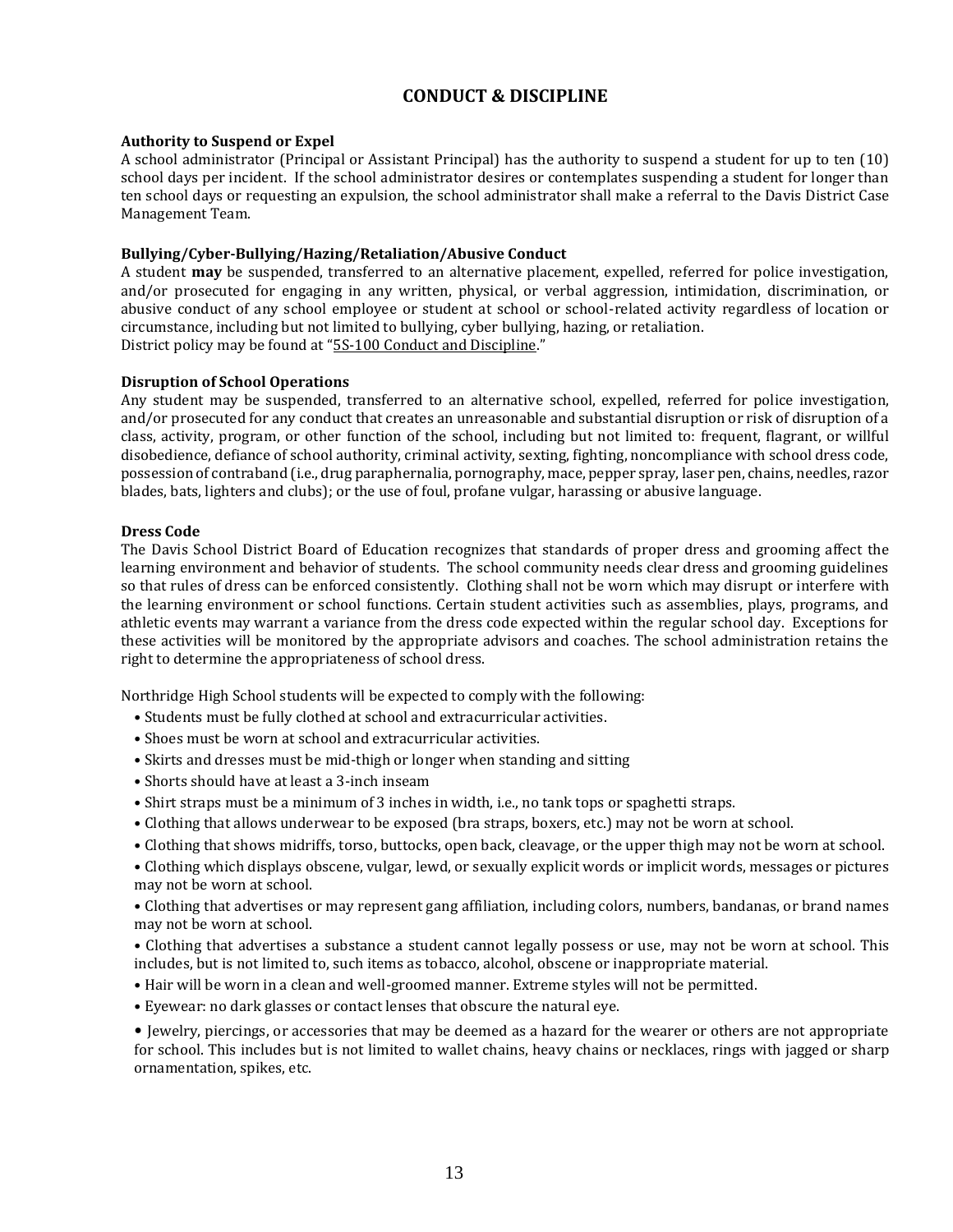# CONDUCT & DISCIPLINE

### Authority to Suspend or Expel

A school administrator (Principal or Assistant Principal) has the authority to suspend a student for up to ten (10) school days per incident. If the school administrator desires or contemplates suspending a student for longer than ten school days or requesting an expulsion, the school administrator shall make a referral to the Davis District Case Management Team.

### Bullying/Cyber-Bullying/Hazing/Retaliation/Abusive Conduct

A student **may** be suspended, transferred to an alternative placement, expelled, referred for police investigation, and/or prosecuted for engaging in any written, physical, or verbal aggression, intimidation, discrimination, or abusive conduct of any school employee or student at school or school-related activity regardless of location or circumstance, including but not limited to bullying, cyber bullying, hazing, or retaliation.
District policy may be found at "5S-100 Conduct and Discipline."

### Disruption of School Operations

Any student may be suspended, transferred to an alternative school, expelled, referred for police investigation, and/or prosecuted for any conduct that creates an unreasonable and substantial disruption or risk of disruption of a class, activity, program, or other function of the school, including but not limited to: frequent, flagrant, or willful disobedience, defiance of school authority, criminal activity, sexting, fighting, noncompliance with school dress code, possession of contraband (i.e., drug paraphernalia, pornography, mace, pepper spray, laser pen, chains, needles, razor blades, bats, lighters and clubs); or the use of foul, profane vulgar, harassing or abusive language.

### Dress Code

The Davis School District Board of Education recognizes that standards of proper dress and grooming affect the learning environment and behavior of students. The school community needs clear dress and grooming guidelines so that rules of dress can be enforced consistently. Clothing shall not be worn which may disrupt or interfere with the learning environment or school functions. Certain student activities such as assemblies, plays, programs, and athletic events may warrant a variance from the dress code expected within the regular school day. Exceptions for these activities will be monitored by the appropriate advisors and coaches. The school administration retains the right to determine the appropriateness of school dress.

Northridge High School students will be expected to comply with the following:

- Students must be fully clothed at school and extracurricular activities.
- Shoes must be worn at school and extracurricular activities.
- Skirts and dresses must be mid-thigh or longer when standing and sitting
- Shorts should have at least a 3-inch inseam
- Shirt straps must be a minimum of 3 inches in width, i.e., no tank tops or spaghetti straps.
- Clothing that allows underwear to be exposed (bra straps, boxers, etc.) may not be worn at school.
- Clothing that shows midriffs, torso, buttocks, open back, cleavage, or the upper thigh may not be worn at school.
- Clothing which displays obscene, vulgar, lewd, or sexually explicit words or implicit words, messages or pictures may not be worn at school.
- Clothing that advertises or may represent gang affiliation, including colors, numbers, bandanas, or brand names may not be worn at school.
- Clothing that advertises a substance a student cannot legally possess or use, may not be worn at school. This includes, but is not limited to, such items as tobacco, alcohol, obscene or inappropriate material.
- Hair will be worn in a clean and well-groomed manner. Extreme styles will not be permitted.
- Eyewear: no dark glasses or contact lenses that obscure the natural eye.
- Jewelry, piercings, or accessories that may be deemed as a hazard for the wearer or others are not appropriate for school. This includes but is not limited to wallet chains, heavy chains or necklaces, rings with jagged or sharp ornamentation, spikes, etc.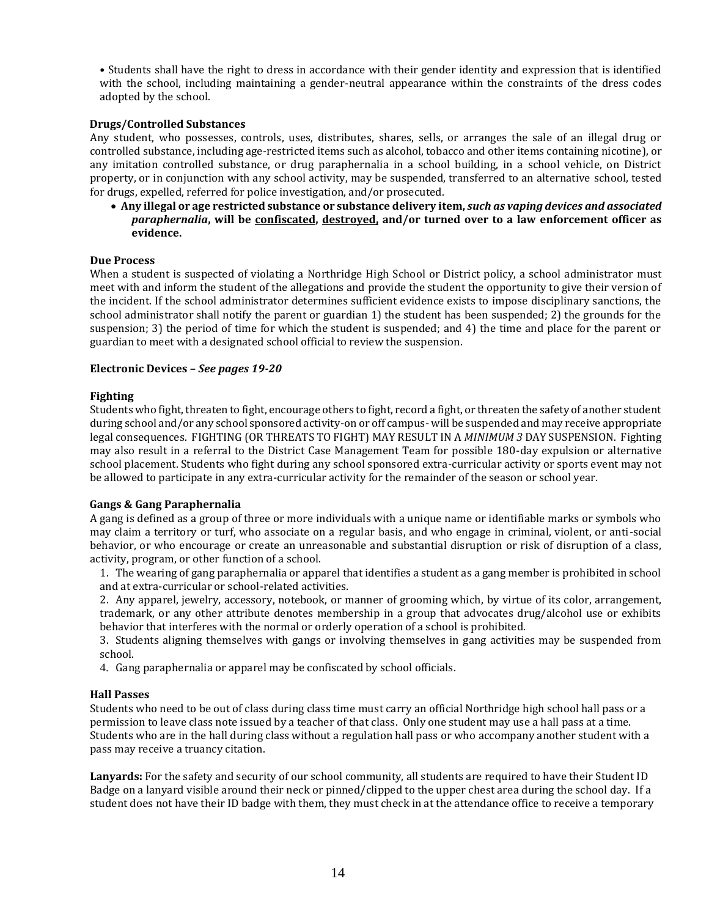- Students shall have the right to dress in accordance with their gender identity and expression that is identified with the school, including maintaining a gender-neutral appearance within the constraints of the dress codes adopted by the school.

**Drugs/Controlled Substances**

Any student, who possesses, controls, uses, distributes, shares, sells, or arranges the sale of an illegal drug or controlled substance, including age-restricted items such as alcohol, tobacco and other items containing nicotine), or any imitation controlled substance, or drug paraphernalia in a school building, in a school vehicle, on District property, or in conjunction with any school activity, may be suspended, transferred to an alternative school, tested for drugs, expelled, referred for police investigation, and/or prosecuted.

- **Any illegal or age restricted substance or substance delivery item, *such as vaping devices and associated paraphernalia*, will be <u>confiscated</u>, <u>destroyed,</u> and/or turned over to a law enforcement officer as evidence.**

**Due Process**

When a student is suspected of violating a Northridge High School or District policy, a school administrator must meet with and inform the student of the allegations and provide the student the opportunity to give their version of the incident. If the school administrator determines sufficient evidence exists to impose disciplinary sanctions, the school administrator shall notify the parent or guardian 1) the student has been suspended; 2) the grounds for the suspension; 3) the period of time for which the student is suspended; and 4) the time and place for the parent or guardian to meet with a designated school official to review the suspension.

**Electronic Devices – *See pages 19-20***

**Fighting**

Students who fight, threaten to fight, encourage others to fight, record a fight, or threaten the safety of another student during school and/or any school sponsored activity-on or off campus- will be suspended and may receive appropriate legal consequences. FIGHTING (OR THREATS TO FIGHT) MAY RESULT IN A *MINIMUM 3* DAY SUSPENSION. Fighting may also result in a referral to the District Case Management Team for possible 180-day expulsion or alternative school placement. Students who fight during any school sponsored extra-curricular activity or sports event may not be allowed to participate in any extra-curricular activity for the remainder of the season or school year.

**Gangs & Gang Paraphernalia**

A gang is defined as a group of three or more individuals with a unique name or identifiable marks or symbols who may claim a territory or turf, who associate on a regular basis, and who engage in criminal, violent, or anti-social behavior, or who encourage or create an unreasonable and substantial disruption or risk of disruption of a class, activity, program, or other function of a school.

1. The wearing of gang paraphernalia or apparel that identifies a student as a gang member is prohibited in school and at extra-curricular or school-related activities.
2. Any apparel, jewelry, accessory, notebook, or manner of grooming which, by virtue of its color, arrangement, trademark, or any other attribute denotes membership in a group that advocates drug/alcohol use or exhibits behavior that interferes with the normal or orderly operation of a school is prohibited.
3. Students aligning themselves with gangs or involving themselves in gang activities may be suspended from school.
4. Gang paraphernalia or apparel may be confiscated by school officials.

**Hall Passes**

Students who need to be out of class during class time must carry an official Northridge high school hall pass or a permission to leave class note issued by a teacher of that class. Only one student may use a hall pass at a time. Students who are in the hall during class without a regulation hall pass or who accompany another student with a pass may receive a truancy citation.

**Lanyards:** For the safety and security of our school community, all students are required to have their Student ID Badge on a lanyard visible around their neck or pinned/clipped to the upper chest area during the school day. If a student does not have their ID badge with them, they must check in at the attendance office to receive a temporary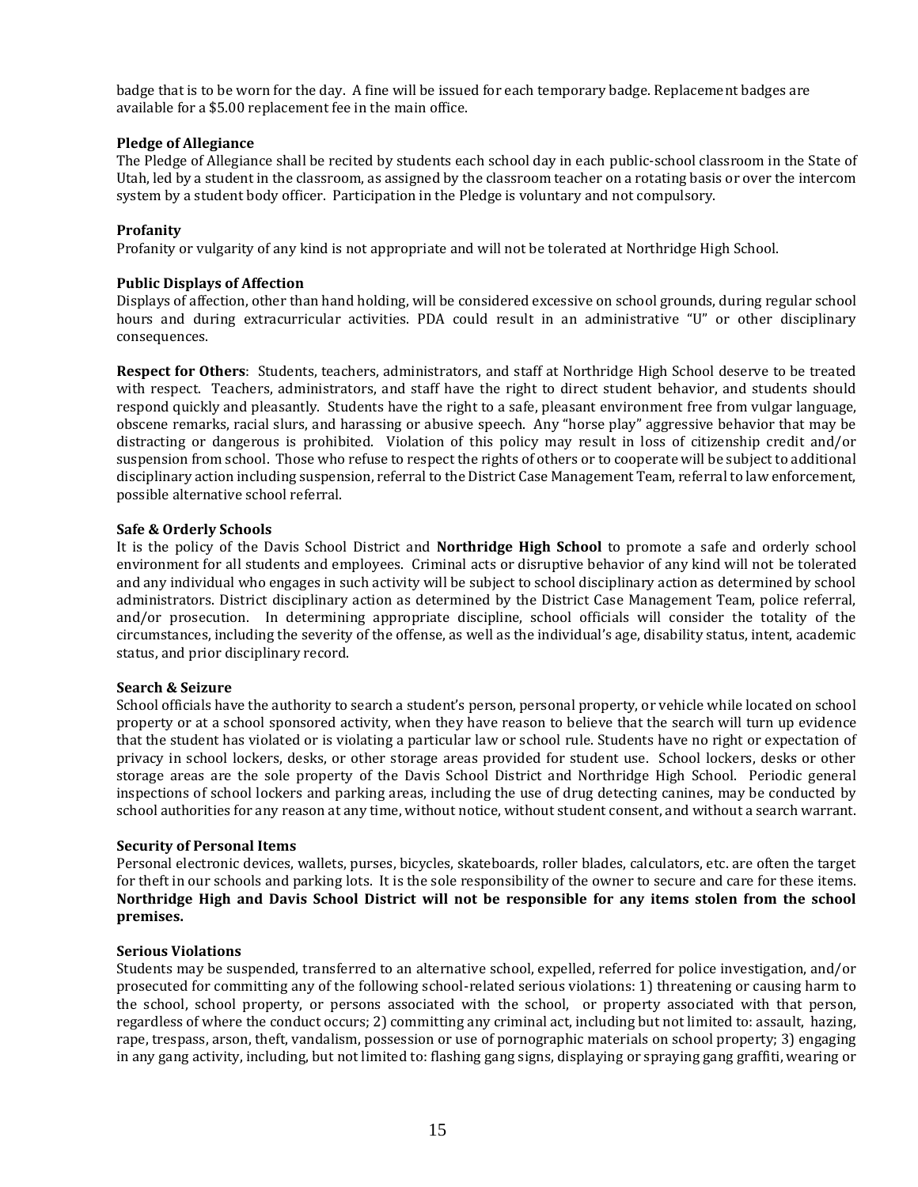badge that is to be worn for the day. A fine will be issued for each temporary badge. Replacement badges are available for a $5.00 replacement fee in the main office.

**Pledge of Allegiance**

The Pledge of Allegiance shall be recited by students each school day in each public-school classroom in the State of Utah, led by a student in the classroom, as assigned by the classroom teacher on a rotating basis or over the intercom system by a student body officer. Participation in the Pledge is voluntary and not compulsory.

**Profanity**

Profanity or vulgarity of any kind is not appropriate and will not be tolerated at Northridge High School.

**Public Displays of Affection**

Displays of affection, other than hand holding, will be considered excessive on school grounds, during regular school hours and during extracurricular activities. PDA could result in an administrative "U" or other disciplinary consequences.

**Respect for Others**: Students, teachers, administrators, and staff at Northridge High School deserve to be treated with respect. Teachers, administrators, and staff have the right to direct student behavior, and students should respond quickly and pleasantly. Students have the right to a safe, pleasant environment free from vulgar language, obscene remarks, racial slurs, and harassing or abusive speech. Any "horse play" aggressive behavior that may be distracting or dangerous is prohibited. Violation of this policy may result in loss of citizenship credit and/or suspension from school. Those who refuse to respect the rights of others or to cooperate will be subject to additional disciplinary action including suspension, referral to the District Case Management Team, referral to law enforcement, possible alternative school referral.

**Safe & Orderly Schools**

It is the policy of the Davis School District and **Northridge High School** to promote a safe and orderly school environment for all students and employees. Criminal acts or disruptive behavior of any kind will not be tolerated and any individual who engages in such activity will be subject to school disciplinary action as determined by school administrators. District disciplinary action as determined by the District Case Management Team, police referral, and/or prosecution. In determining appropriate discipline, school officials will consider the totality of the circumstances, including the severity of the offense, as well as the individual's age, disability status, intent, academic status, and prior disciplinary record.

**Search & Seizure**

School officials have the authority to search a student's person, personal property, or vehicle while located on school property or at a school sponsored activity, when they have reason to believe that the search will turn up evidence that the student has violated or is violating a particular law or school rule. Students have no right or expectation of privacy in school lockers, desks, or other storage areas provided for student use. School lockers, desks or other storage areas are the sole property of the Davis School District and Northridge High School. Periodic general inspections of school lockers and parking areas, including the use of drug detecting canines, may be conducted by school authorities for any reason at any time, without notice, without student consent, and without a search warrant.

**Security of Personal Items**

Personal electronic devices, wallets, purses, bicycles, skateboards, roller blades, calculators, etc. are often the target for theft in our schools and parking lots. It is the sole responsibility of the owner to secure and care for these items. **Northridge High and Davis School District will not be responsible for any items stolen from the school premises.**

**Serious Violations**

Students may be suspended, transferred to an alternative school, expelled, referred for police investigation, and/or prosecuted for committing any of the following school-related serious violations: 1) threatening or causing harm to the school, school property, or persons associated with the school, or property associated with that person, regardless of where the conduct occurs; 2) committing any criminal act, including but not limited to: assault, hazing, rape, trespass, arson, theft, vandalism, possession or use of pornographic materials on school property; 3) engaging in any gang activity, including, but not limited to: flashing gang signs, displaying or spraying gang graffiti, wearing or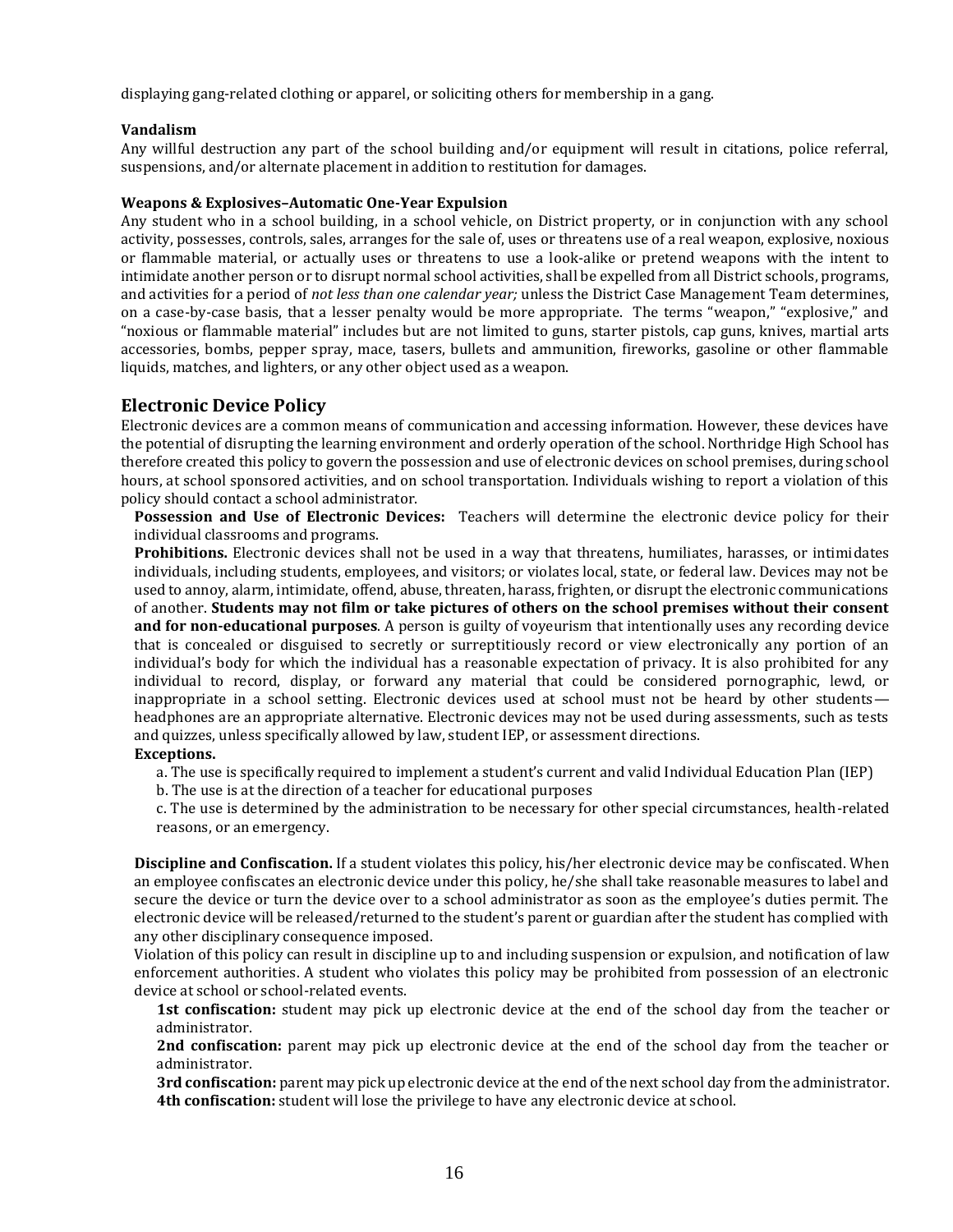displaying gang-related clothing or apparel, or soliciting others for membership in a gang.

**Vandalism**

Any willful destruction any part of the school building and/or equipment will result in citations, police referral, suspensions, and/or alternate placement in addition to restitution for damages.

**Weapons & Explosives–Automatic One-Year Expulsion**

Any student who in a school building, in a school vehicle, on District property, or in conjunction with any school activity, possesses, controls, sales, arranges for the sale of, uses or threatens use of a real weapon, explosive, noxious or flammable material, or actually uses or threatens to use a look-alike or pretend weapons with the intent to intimidate another person or to disrupt normal school activities, shall be expelled from all District schools, programs, and activities for a period of *not less than one calendar year;* unless the District Case Management Team determines, on a case-by-case basis, that a lesser penalty would be more appropriate. The terms "weapon," "explosive," and "noxious or flammable material" includes but are not limited to guns, starter pistols, cap guns, knives, martial arts accessories, bombs, pepper spray, mace, tasers, bullets and ammunition, fireworks, gasoline or other flammable liquids, matches, and lighters, or any other object used as a weapon.

## Electronic Device Policy

Electronic devices are a common means of communication and accessing information. However, these devices have the potential of disrupting the learning environment and orderly operation of the school. Northridge High School has therefore created this policy to govern the possession and use of electronic devices on school premises, during school hours, at school sponsored activities, and on school transportation. Individuals wishing to report a violation of this policy should contact a school administrator.

**Possession and Use of Electronic Devices:** Teachers will determine the electronic device policy for their individual classrooms and programs.

**Prohibitions.** Electronic devices shall not be used in a way that threatens, humiliates, harasses, or intimidates individuals, including students, employees, and visitors; or violates local, state, or federal law. Devices may not be used to annoy, alarm, intimidate, offend, abuse, threaten, harass, frighten, or disrupt the electronic communications of another. **Students may not film or take pictures of others on the school premises without their consent and for non-educational purposes**. A person is guilty of voyeurism that intentionally uses any recording device that is concealed or disguised to secretly or surreptitiously record or view electronically any portion of an individual's body for which the individual has a reasonable expectation of privacy. It is also prohibited for any individual to record, display, or forward any material that could be considered pornographic, lewd, or inappropriate in a school setting. Electronic devices used at school must not be heard by other students—headphones are an appropriate alternative. Electronic devices may not be used during assessments, such as tests and quizzes, unless specifically allowed by law, student IEP, or assessment directions.

**Exceptions.**

a. The use is specifically required to implement a student's current and valid Individual Education Plan (IEP)

b. The use is at the direction of a teacher for educational purposes

c. The use is determined by the administration to be necessary for other special circumstances, health-related reasons, or an emergency.

**Discipline and Confiscation.** If a student violates this policy, his/her electronic device may be confiscated. When an employee confiscates an electronic device under this policy, he/she shall take reasonable measures to label and secure the device or turn the device over to a school administrator as soon as the employee's duties permit. The electronic device will be released/returned to the student's parent or guardian after the student has complied with any other disciplinary consequence imposed.

Violation of this policy can result in discipline up to and including suspension or expulsion, and notification of law enforcement authorities. A student who violates this policy may be prohibited from possession of an electronic device at school or school-related events.

**1st confiscation:** student may pick up electronic device at the end of the school day from the teacher or administrator.

**2nd confiscation:** parent may pick up electronic device at the end of the school day from the teacher or administrator.

**3rd confiscation:** parent may pick up electronic device at the end of the next school day from the administrator.

**4th confiscation:** student will lose the privilege to have any electronic device at school.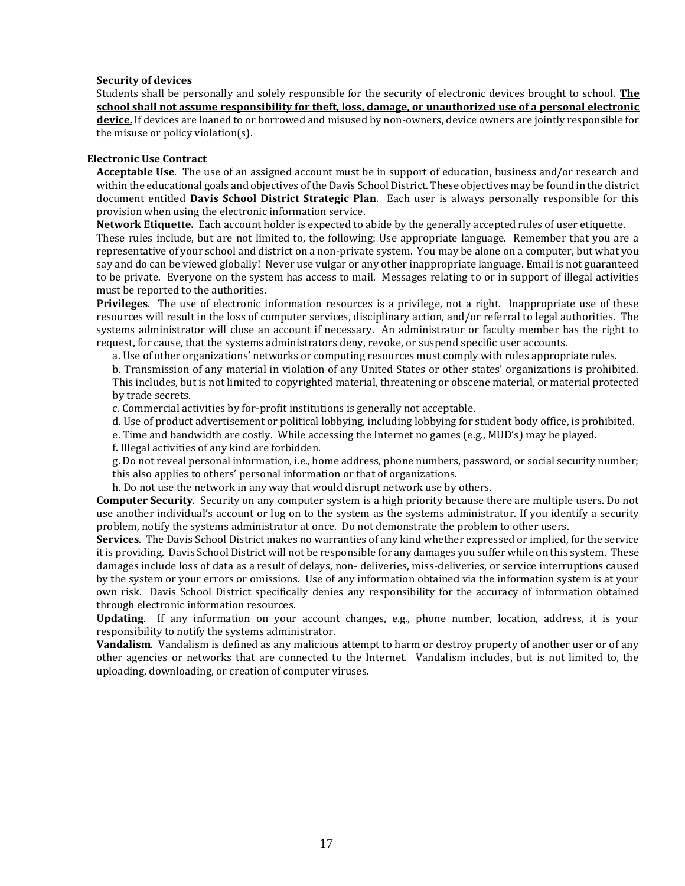**Security of devices**

Students shall be personally and solely responsible for the security of electronic devices brought to school. **The school shall not assume responsibility for theft, loss, damage, or unauthorized use of a personal electronic device.** If devices are loaned to or borrowed and misused by non-owners, device owners are jointly responsible for the misuse or policy violation(s).

**Electronic Use Contract**

**Acceptable Use**. The use of an assigned account must be in support of education, business and/or research and within the educational goals and objectives of the Davis School District. These objectives may be found in the district document entitled **Davis School District Strategic Plan**. Each user is always personally responsible for this provision when using the electronic information service.

**Network Etiquette.** Each account holder is expected to abide by the generally accepted rules of user etiquette.

These rules include, but are not limited to, the following: Use appropriate language. Remember that you are a representative of your school and district on a non-private system. You may be alone on a computer, but what you say and do can be viewed globally! Never use vulgar or any other inappropriate language. Email is not guaranteed to be private. Everyone on the system has access to mail. Messages relating to or in support of illegal activities must be reported to the authorities.

**Privileges**. The use of electronic information resources is a privilege, not a right. Inappropriate use of these resources will result in the loss of computer services, disciplinary action, and/or referral to legal authorities. The systems administrator will close an account if necessary. An administrator or faculty member has the right to request, for cause, that the systems administrators deny, revoke, or suspend specific user accounts.

a. Use of other organizations' networks or computing resources must comply with rules appropriate rules.

b. Transmission of any material in violation of any United States or other states' organizations is prohibited. This includes, but is not limited to copyrighted material, threatening or obscene material, or material protected by trade secrets.

c. Commercial activities by for-profit institutions is generally not acceptable.

d. Use of product advertisement or political lobbying, including lobbying for student body office, is prohibited.

e. Time and bandwidth are costly. While accessing the Internet no games (e.g., MUD's) may be played.

f. Illegal activities of any kind are forbidden.

g. Do not reveal personal information, i.e., home address, phone numbers, password, or social security number; this also applies to others' personal information or that of organizations.

h. Do not use the network in any way that would disrupt network use by others.

**Computer Security**. Security on any computer system is a high priority because there are multiple users. Do not use another individual's account or log on to the system as the systems administrator. If you identify a security problem, notify the systems administrator at once. Do not demonstrate the problem to other users.

**Services**. The Davis School District makes no warranties of any kind whether expressed or implied, for the service it is providing. Davis School District will not be responsible for any damages you suffer while on this system. These damages include loss of data as a result of delays, non- deliveries, miss-deliveries, or service interruptions caused by the system or your errors or omissions. Use of any information obtained via the information system is at your own risk. Davis School District specifically denies any responsibility for the accuracy of information obtained through electronic information resources.

**Updating**. If any information on your account changes, e.g., phone number, location, address, it is your responsibility to notify the systems administrator.

**Vandalism**. Vandalism is defined as any malicious attempt to harm or destroy property of another user or of any other agencies or networks that are connected to the Internet. Vandalism includes, but is not limited to, the uploading, downloading, or creation of computer viruses.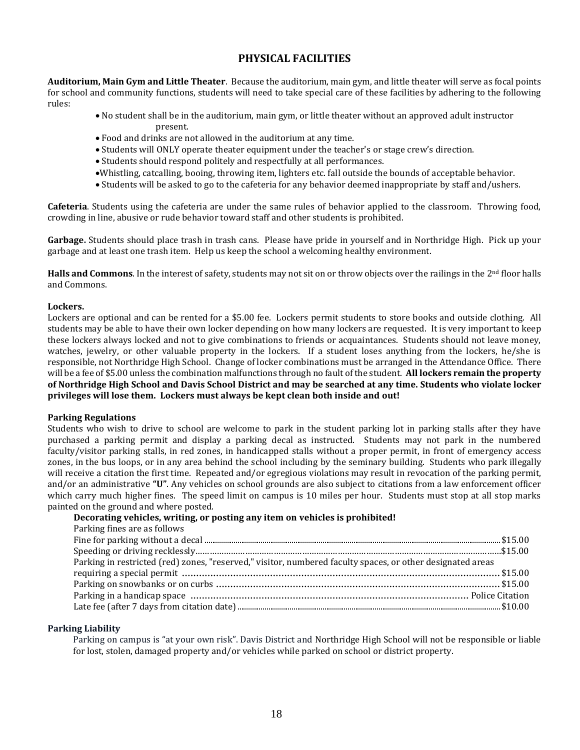# PHYSICAL FACILITIES

**Auditorium, Main Gym and Little Theater**. Because the auditorium, main gym, and little theater will serve as focal points for school and community functions, students will need to take special care of these facilities by adhering to the following rules:

- No student shall be in the auditorium, main gym, or little theater without an approved adult instructor present.
- Food and drinks are not allowed in the auditorium at any time.
- Students will ONLY operate theater equipment under the teacher's or stage crew's direction.
- Students should respond politely and respectfully at all performances.
- Whistling, catcalling, booing, throwing item, lighters etc. fall outside the bounds of acceptable behavior.
- Students will be asked to go to the cafeteria for any behavior deemed inappropriate by staff and/ushers.

**Cafeteria**. Students using the cafeteria are under the same rules of behavior applied to the classroom. Throwing food, crowding in line, abusive or rude behavior toward staff and other students is prohibited.

**Garbage.** Students should place trash in trash cans. Please have pride in yourself and in Northridge High. Pick up your garbage and at least one trash item. Help us keep the school a welcoming healthy environment.

**Halls and Commons**. In the interest of safety, students may not sit on or throw objects over the railings in the 2nd floor halls and Commons.

**Lockers.**

Lockers are optional and can be rented for a $5.00 fee. Lockers permit students to store books and outside clothing. All students may be able to have their own locker depending on how many lockers are requested. It is very important to keep these lockers always locked and not to give combinations to friends or acquaintances. Students should not leave money, watches, jewelry, or other valuable property in the lockers. If a student loses anything from the lockers, he/she is responsible, not Northridge High School. Change of locker combinations must be arranged in the Attendance Office. There will be a fee of $5.00 unless the combination malfunctions through no fault of the student. **All lockers remain the property of Northridge High School and Davis School District and may be searched at any time. Students who violate locker privileges will lose them. Lockers must always be kept clean both inside and out!**

**Parking Regulations**

Students who wish to drive to school are welcome to park in the student parking lot in parking stalls after they have purchased a parking permit and display a parking decal as instructed. Students may not park in the numbered faculty/visitor parking stalls, in red zones, in handicapped stalls without a proper permit, in front of emergency access zones, in the bus loops, or in any area behind the school including by the seminary building. Students who park illegally will receive a citation the first time. Repeated and/or egregious violations may result in revocation of the parking permit, and/or an administrative **"U"**. Any vehicles on school grounds are also subject to citations from a law enforcement officer which carry much higher fines. The speed limit on campus is 10 miles per hour. Students must stop at all stop marks painted on the ground and where posted.

**Decorating vehicles, writing, or posting any item on vehicles is prohibited!**

Parking fines are as follows

| | |
|---|---|
| Fine for parking without a decal | $15.00 |
| Speeding or driving recklessly | $15.00 |
| Parking in restricted (red) zones, "reserved," visitor, numbered faculty spaces, or other designated areas requiring a special permit | $15.00 |
| Parking on snowbanks or on curbs | $15.00 |
| Parking in a handicap space | Police Citation |
| Late fee (after 7 days from citation date) | $10.00 |

**Parking Liability**

Parking on campus is "at your own risk". Davis District and Northridge High School will not be responsible or liable for lost, stolen, damaged property and/or vehicles while parked on school or district property.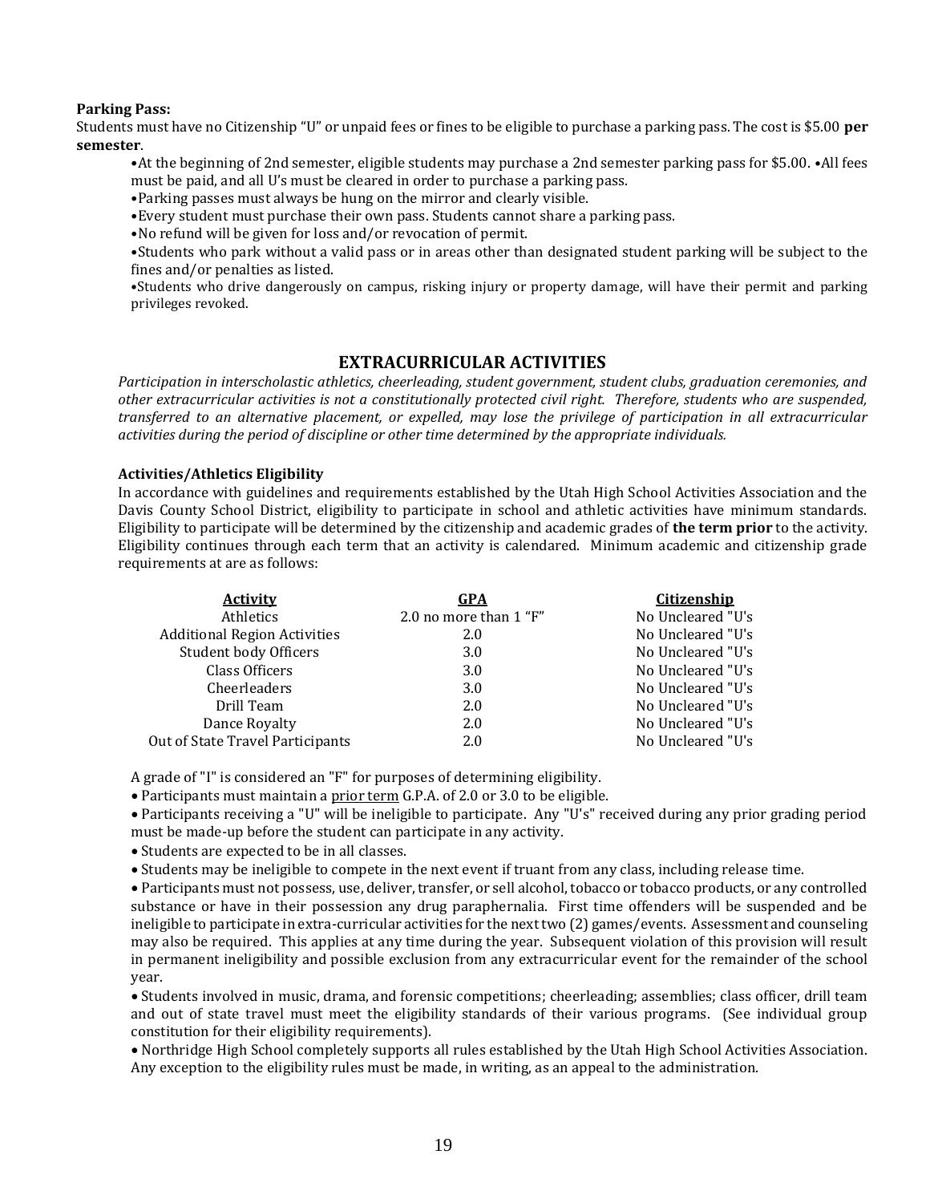**Parking Pass:**
Students must have no Citizenship "U" or unpaid fees or fines to be eligible to purchase a parking pass. The cost is $5.00 **per semester**.

- At the beginning of 2nd semester, eligible students may purchase a 2nd semester parking pass for $5.00. •All fees must be paid, and all U's must be cleared in order to purchase a parking pass.
- Parking passes must always be hung on the mirror and clearly visible.
- Every student must purchase their own pass. Students cannot share a parking pass.
- No refund will be given for loss and/or revocation of permit.
- Students who park without a valid pass or in areas other than designated student parking will be subject to the fines and/or penalties as listed.
- Students who drive dangerously on campus, risking injury or property damage, will have their permit and parking privileges revoked.

## EXTRACURRICULAR ACTIVITIES

*Participation in interscholastic athletics, cheerleading, student government, student clubs, graduation ceremonies, and other extracurricular activities is not a constitutionally protected civil right. Therefore, students who are suspended, transferred to an alternative placement, or expelled, may lose the privilege of participation in all extracurricular activities during the period of discipline or other time determined by the appropriate individuals.*

**Activities/Athletics Eligibility**
In accordance with guidelines and requirements established by the Utah High School Activities Association and the Davis County School District, eligibility to participate in school and athletic activities have minimum standards. Eligibility to participate will be determined by the citizenship and academic grades of **the term prior** to the activity. Eligibility continues through each term that an activity is calendared. Minimum academic and citizenship grade requirements at are as follows:

| Activity | GPA | Citizenship |
|---|---|---|
| Athletics | 2.0 no more than 1 "F" | No Uncleared "U's |
| Additional Region Activities | 2.0 | No Uncleared "U's |
| Student body Officers | 3.0 | No Uncleared "U's |
| Class Officers | 3.0 | No Uncleared "U's |
| Cheerleaders | 3.0 | No Uncleared "U's |
| Drill Team | 2.0 | No Uncleared "U's |
| Dance Royalty | 2.0 | No Uncleared "U's |
| Out of State Travel Participants | 2.0 | No Uncleared "U's |

A grade of "I" is considered an "F" for purposes of determining eligibility.

- Participants must maintain a prior term G.P.A. of 2.0 or 3.0 to be eligible.
- Participants receiving a "U" will be ineligible to participate. Any "U's" received during any prior grading period must be made-up before the student can participate in any activity.
- Students are expected to be in all classes.
- Students may be ineligible to compete in the next event if truant from any class, including release time.
- Participants must not possess, use, deliver, transfer, or sell alcohol, tobacco or tobacco products, or any controlled substance or have in their possession any drug paraphernalia. First time offenders will be suspended and be ineligible to participate in extra-curricular activities for the next two (2) games/events. Assessment and counseling may also be required. This applies at any time during the year. Subsequent violation of this provision will result in permanent ineligibility and possible exclusion from any extracurricular event for the remainder of the school year.
- Students involved in music, drama, and forensic competitions; cheerleading; assemblies; class officer, drill team and out of state travel must meet the eligibility standards of their various programs. (See individual group constitution for their eligibility requirements).
- Northridge High School completely supports all rules established by the Utah High School Activities Association. Any exception to the eligibility rules must be made, in writing, as an appeal to the administration.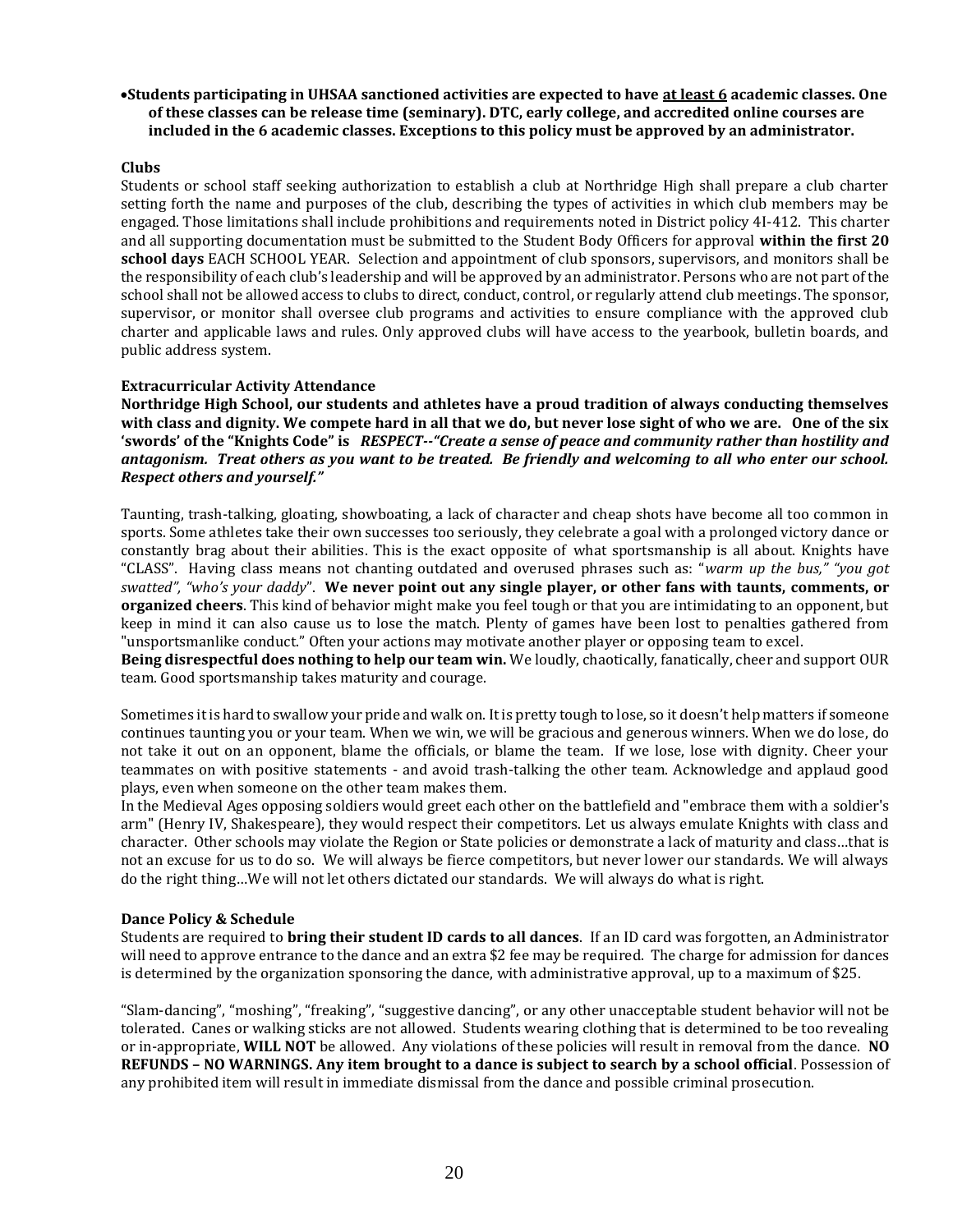- **Students participating in UHSAA sanctioned activities are expected to have <u>at least 6</u> academic classes. One of these classes can be release time (seminary). DTC, early college, and accredited online courses are included in the 6 academic classes. Exceptions to this policy must be approved by an administrator.**

**Clubs**

Students or school staff seeking authorization to establish a club at Northridge High shall prepare a club charter setting forth the name and purposes of the club, describing the types of activities in which club members may be engaged. Those limitations shall include prohibitions and requirements noted in District policy 4I-412. This charter and all supporting documentation must be submitted to the Student Body Officers for approval **within the first 20 school days** EACH SCHOOL YEAR. Selection and appointment of club sponsors, supervisors, and monitors shall be the responsibility of each club's leadership and will be approved by an administrator. Persons who are not part of the school shall not be allowed access to clubs to direct, conduct, control, or regularly attend club meetings. The sponsor, supervisor, or monitor shall oversee club programs and activities to ensure compliance with the approved club charter and applicable laws and rules. Only approved clubs will have access to the yearbook, bulletin boards, and public address system.

**Extracurricular Activity Attendance**

**Northridge High School, our students and athletes have a proud tradition of always conducting themselves with class and dignity. We compete hard in all that we do, but never lose sight of who we are. One of the six 'swords' of the "Knights Code" is** ***RESPECT--"Create a sense of peace and community rather than hostility and antagonism. Treat others as you want to be treated. Be friendly and welcoming to all who enter our school. Respect others and yourself."***

Taunting, trash-talking, gloating, showboating, a lack of character and cheap shots have become all too common in sports. Some athletes take their own successes too seriously, they celebrate a goal with a prolonged victory dance or constantly brag about their abilities. This is the exact opposite of what sportsmanship is all about. Knights have "CLASS". Having class means not chanting outdated and overused phrases such as: "*warm up the bus," "you got swatted", "who's your daddy*". **We never point out any single player, or other fans with taunts, comments, or organized cheers**. This kind of behavior might make you feel tough or that you are intimidating to an opponent, but keep in mind it can also cause us to lose the match. Plenty of games have been lost to penalties gathered from "unsportsmanlike conduct." Often your actions may motivate another player or opposing team to excel.

**Being disrespectful does nothing to help our team win.** We loudly, chaotically, fanatically, cheer and support OUR team. Good sportsmanship takes maturity and courage.

Sometimes it is hard to swallow your pride and walk on. It is pretty tough to lose, so it doesn't help matters if someone continues taunting you or your team. When we win, we will be gracious and generous winners. When we do lose, do not take it out on an opponent, blame the officials, or blame the team. If we lose, lose with dignity. Cheer your teammates on with positive statements - and avoid trash-talking the other team. Acknowledge and applaud good plays, even when someone on the other team makes them.

In the Medieval Ages opposing soldiers would greet each other on the battlefield and "embrace them with a soldier's arm" (Henry IV, Shakespeare), they would respect their competitors. Let us always emulate Knights with class and character. Other schools may violate the Region or State policies or demonstrate a lack of maturity and class…that is not an excuse for us to do so. We will always be fierce competitors, but never lower our standards. We will always do the right thing…We will not let others dictated our standards. We will always do what is right.

**Dance Policy & Schedule**

Students are required to **bring their student ID cards to all dances**. If an ID card was forgotten, an Administrator will need to approve entrance to the dance and an extra $2 fee may be required. The charge for admission for dances is determined by the organization sponsoring the dance, with administrative approval, up to a maximum of $25.

"Slam-dancing", "moshing", "freaking", "suggestive dancing", or any other unacceptable student behavior will not be tolerated. Canes or walking sticks are not allowed. Students wearing clothing that is determined to be too revealing or in-appropriate, **WILL NOT** be allowed. Any violations of these policies will result in removal from the dance. **NO REFUNDS – NO WARNINGS. Any item brought to a dance is subject to search by a school official**. Possession of any prohibited item will result in immediate dismissal from the dance and possible criminal prosecution.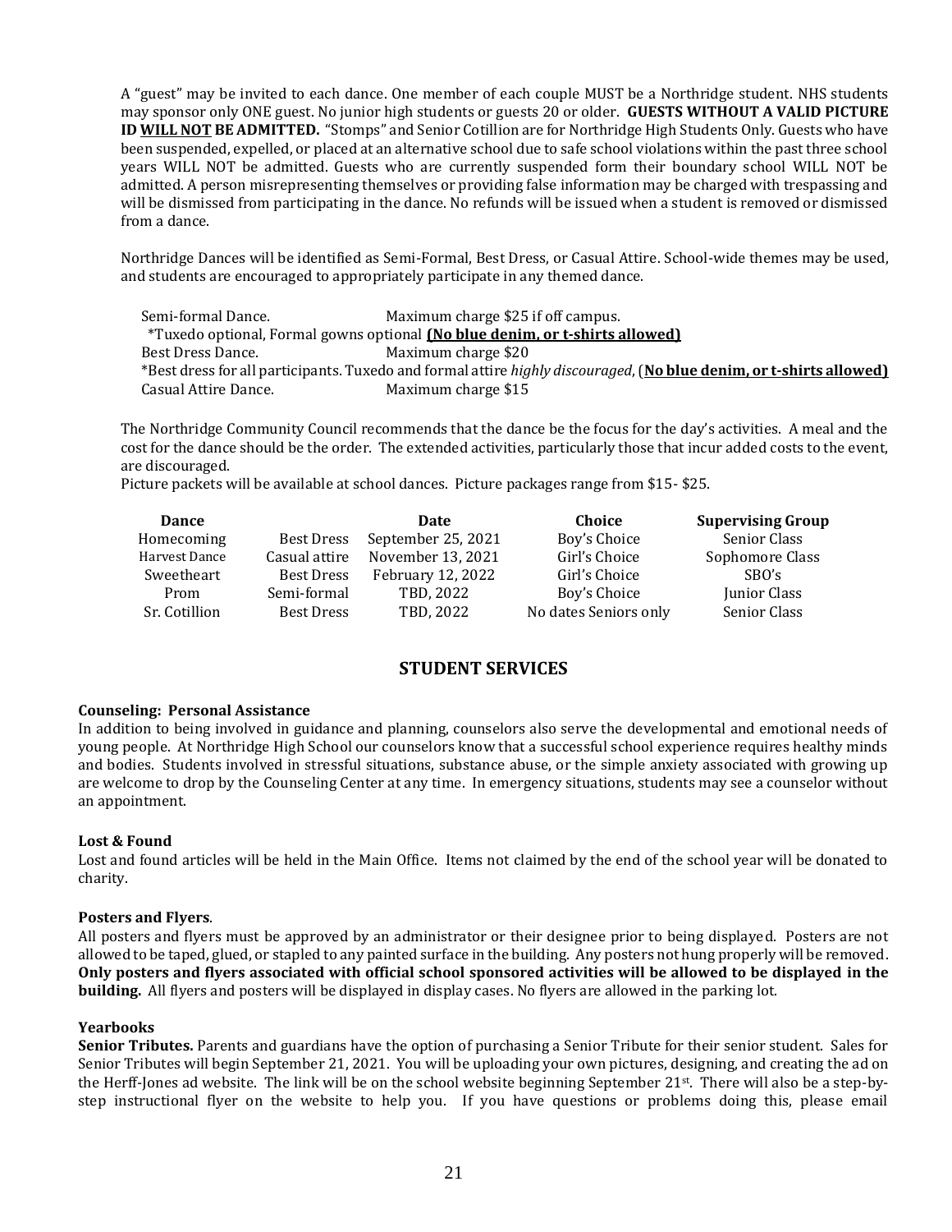A "guest" may be invited to each dance. One member of each couple MUST be a Northridge student. NHS students may sponsor only ONE guest. No junior high students or guests 20 or older. **GUESTS WITHOUT A VALID PICTURE ID <u>WILL NOT</u> BE ADMITTED.** "Stomps" and Senior Cotillion are for Northridge High Students Only. Guests who have been suspended, expelled, or placed at an alternative school due to safe school violations within the past three school years WILL NOT be admitted. Guests who are currently suspended form their boundary school WILL NOT be admitted. A person misrepresenting themselves or providing false information may be charged with trespassing and will be dismissed from participating in the dance. No refunds will be issued when a student is removed or dismissed from a dance.

Northridge Dances will be identified as Semi-Formal, Best Dress, or Casual Attire. School-wide themes may be used, and students are encouraged to appropriately participate in any themed dance.

Semi-formal Dance. Maximum charge $25 if off campus.
*Tuxedo optional, Formal gowns optional **<u>(No blue denim, or t-shirts allowed)</u>**
Best Dress Dance. Maximum charge $20
*Best dress for all participants. Tuxedo and formal attire *highly discouraged*, (**<u>No blue denim, or t-shirts allowed)</u>**
Casual Attire Dance. Maximum charge $15

The Northridge Community Council recommends that the dance be the focus for the day's activities. A meal and the cost for the dance should be the order. The extended activities, particularly those that incur added costs to the event, are discouraged.
Picture packets will be available at school dances. Picture packages range from $15- $25.

| Dance | | Date | Choice | Supervising Group |
|---|---|---|---|---|
| Homecoming | Best Dress | September 25, 2021 | Boy's Choice | Senior Class |
| Harvest Dance | Casual attire | November 13, 2021 | Girl's Choice | Sophomore Class |
| Sweetheart | Best Dress | February 12, 2022 | Girl's Choice | SBO's |
| Prom | Semi-formal | TBD, 2022 | Boy's Choice | Junior Class |
| Sr. Cotillion | Best Dress | TBD, 2022 | No dates Seniors only | Senior Class |

## STUDENT SERVICES

**Counseling: Personal Assistance**
In addition to being involved in guidance and planning, counselors also serve the developmental and emotional needs of young people. At Northridge High School our counselors know that a successful school experience requires healthy minds and bodies. Students involved in stressful situations, substance abuse, or the simple anxiety associated with growing up are welcome to drop by the Counseling Center at any time. In emergency situations, students may see a counselor without an appointment.

**Lost & Found**
Lost and found articles will be held in the Main Office. Items not claimed by the end of the school year will be donated to charity.

**Posters and Flyers**.
All posters and flyers must be approved by an administrator or their designee prior to being displayed. Posters are not allowed to be taped, glued, or stapled to any painted surface in the building. Any posters not hung properly will be removed. **Only posters and flyers associated with official school sponsored activities will be allowed to be displayed in the building.** All flyers and posters will be displayed in display cases. No flyers are allowed in the parking lot.

**Yearbooks**
**Senior Tributes.** Parents and guardians have the option of purchasing a Senior Tribute for their senior student. Sales for Senior Tributes will begin September 21, 2021. You will be uploading your own pictures, designing, and creating the ad on the Herff-Jones ad website. The link will be on the school website beginning September 21st. There will also be a step-by-step instructional flyer on the website to help you. If you have questions or problems doing this, please email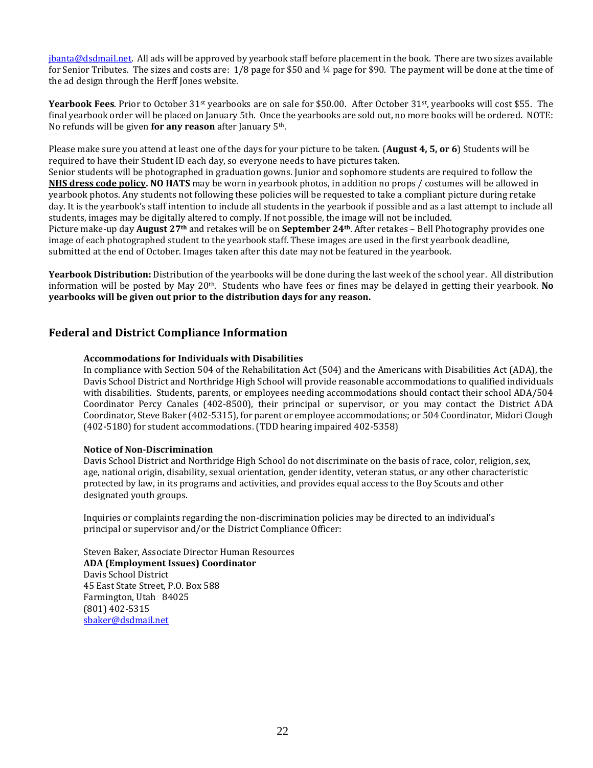jbanta@dsdmail.net. All ads will be approved by yearbook staff before placement in the book. There are two sizes available for Senior Tributes. The sizes and costs are: 1/8 page for $50 and ¼ page for $90. The payment will be done at the time of the ad design through the Herff Jones website.

**Yearbook Fees**. Prior to October 31st yearbooks are on sale for $50.00. After October 31st, yearbooks will cost $55. The final yearbook order will be placed on January 5th. Once the yearbooks are sold out, no more books will be ordered. NOTE: No refunds will be given **for any reason** after January 5th.

Please make sure you attend at least one of the days for your picture to be taken. (**August 4, 5, or 6**) Students will be required to have their Student ID each day, so everyone needs to have pictures taken.
Senior students will be photographed in graduation gowns. Junior and sophomore students are required to follow the **NHS dress code policy. NO HATS** may be worn in yearbook photos, in addition no props / costumes will be allowed in yearbook photos. Any students not following these policies will be requested to take a compliant picture during retake day. It is the yearbook's staff intention to include all students in the yearbook if possible and as a last attempt to include all students, images may be digitally altered to comply. If not possible, the image will not be included.
Picture make-up day **August 27th** and retakes will be on **September 24th**. After retakes – Bell Photography provides one image of each photographed student to the yearbook staff. These images are used in the first yearbook deadline, submitted at the end of October. Images taken after this date may not be featured in the yearbook.

**Yearbook Distribution:** Distribution of the yearbooks will be done during the last week of the school year. All distribution information will be posted by May 20th. Students who have fees or fines may be delayed in getting their yearbook. **No yearbooks will be given out prior to the distribution days for any reason.**

## Federal and District Compliance Information

**Accommodations for Individuals with Disabilities**
In compliance with Section 504 of the Rehabilitation Act (504) and the Americans with Disabilities Act (ADA), the Davis School District and Northridge High School will provide reasonable accommodations to qualified individuals with disabilities. Students, parents, or employees needing accommodations should contact their school ADA/504 Coordinator Percy Canales (402-8500), their principal or supervisor, or you may contact the District ADA Coordinator, Steve Baker (402-5315), for parent or employee accommodations; or 504 Coordinator, Midori Clough (402-5180) for student accommodations. (TDD hearing impaired 402-5358)

**Notice of Non-Discrimination**
Davis School District and Northridge High School do not discriminate on the basis of race, color, religion, sex, age, national origin, disability, sexual orientation, gender identity, veteran status, or any other characteristic protected by law, in its programs and activities, and provides equal access to the Boy Scouts and other designated youth groups.

Inquiries or complaints regarding the non-discrimination policies may be directed to an individual's principal or supervisor and/or the District Compliance Officer:

Steven Baker, Associate Director Human Resources
**ADA (Employment Issues) Coordinator**
Davis School District
45 East State Street, P.O. Box 588
Farmington, Utah 84025
(801) 402-5315
sbaker@dsdmail.net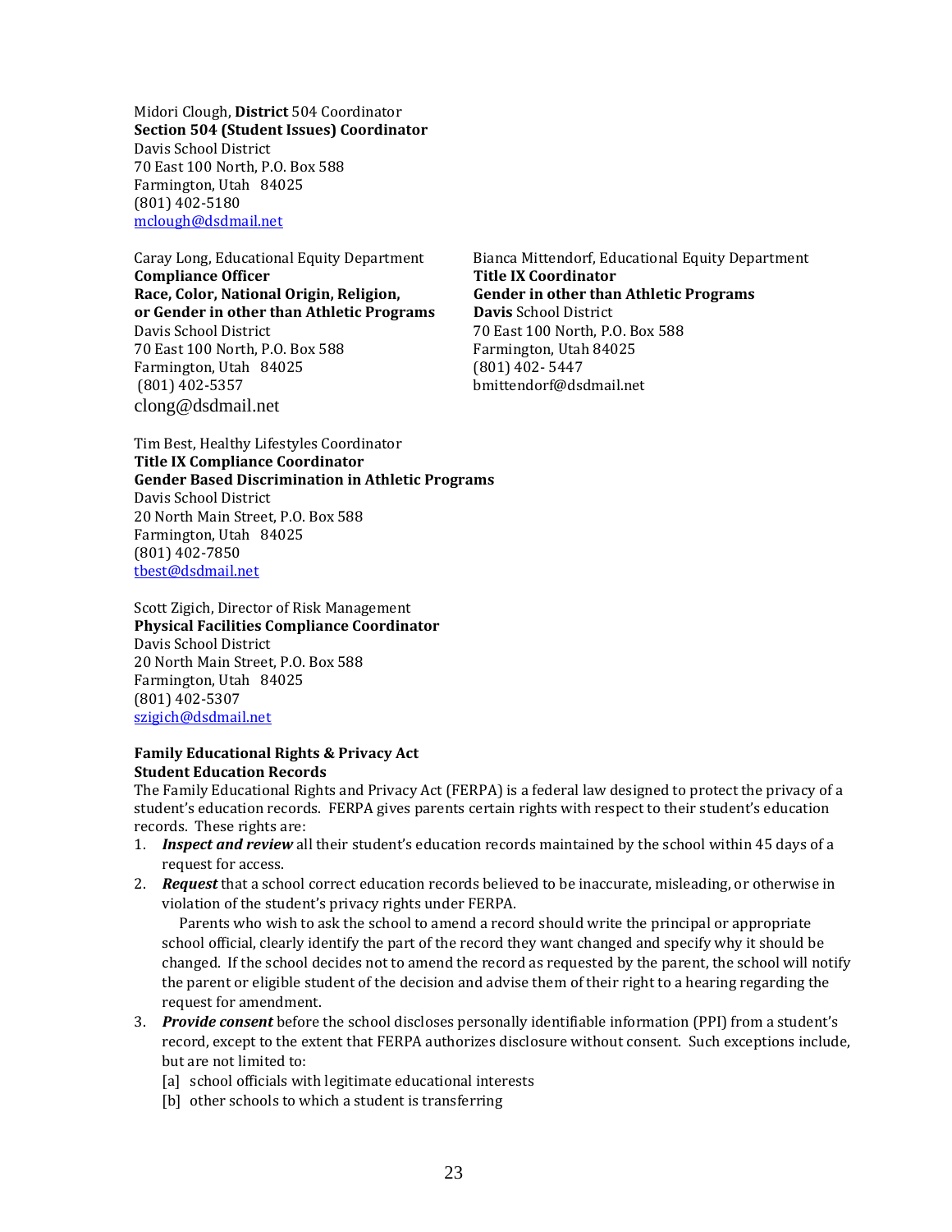Midori Clough, **District** 504 Coordinator
**Section 504 (Student Issues) Coordinator**
Davis School District
70 East 100 North, P.O. Box 588
Farmington, Utah 84025
(801) 402-5180
mclough@dsdmail.net

Caray Long, Educational Equity Department
**Compliance Officer**
**Race, Color, National Origin, Religion, or Gender in other than Athletic Programs**
Davis School District
70 East 100 North, P.O. Box 588
Farmington, Utah 84025
(801) 402-5357
clong@dsdmail.net

Bianca Mittendorf, Educational Equity Department
**Title IX Coordinator**
**Gender in other than Athletic Programs**
**Davis** School District
70 East 100 North, P.O. Box 588
Farmington, Utah 84025
(801) 402- 5447
bmittendorf@dsdmail.net

Tim Best, Healthy Lifestyles Coordinator
**Title IX Compliance Coordinator**
**Gender Based Discrimination in Athletic Programs**
Davis School District
20 North Main Street, P.O. Box 588
Farmington, Utah 84025
(801) 402-7850
tbest@dsdmail.net

Scott Zigich, Director of Risk Management
**Physical Facilities Compliance Coordinator**
Davis School District
20 North Main Street, P.O. Box 588
Farmington, Utah 84025
(801) 402-5307
szigich@dsdmail.net

**Family Educational Rights & Privacy Act**
**Student Education Records**

The Family Educational Rights and Privacy Act (FERPA) is a federal law designed to protect the privacy of a student's education records. FERPA gives parents certain rights with respect to their student's education records. These rights are:

1. ***Inspect and review*** all their student's education records maintained by the school within 45 days of a request for access.
2. ***Request*** that a school correct education records believed to be inaccurate, misleading, or otherwise in violation of the student's privacy rights under FERPA.

   Parents who wish to ask the school to amend a record should write the principal or appropriate school official, clearly identify the part of the record they want changed and specify why it should be changed. If the school decides not to amend the record as requested by the parent, the school will notify the parent or eligible student of the decision and advise them of their right to a hearing regarding the request for amendment.
3. ***Provide consent*** before the school discloses personally identifiable information (PPI) from a student's record, except to the extent that FERPA authorizes disclosure without consent. Such exceptions include, but are not limited to:

   [a] school officials with legitimate educational interests

   [b] other schools to which a student is transferring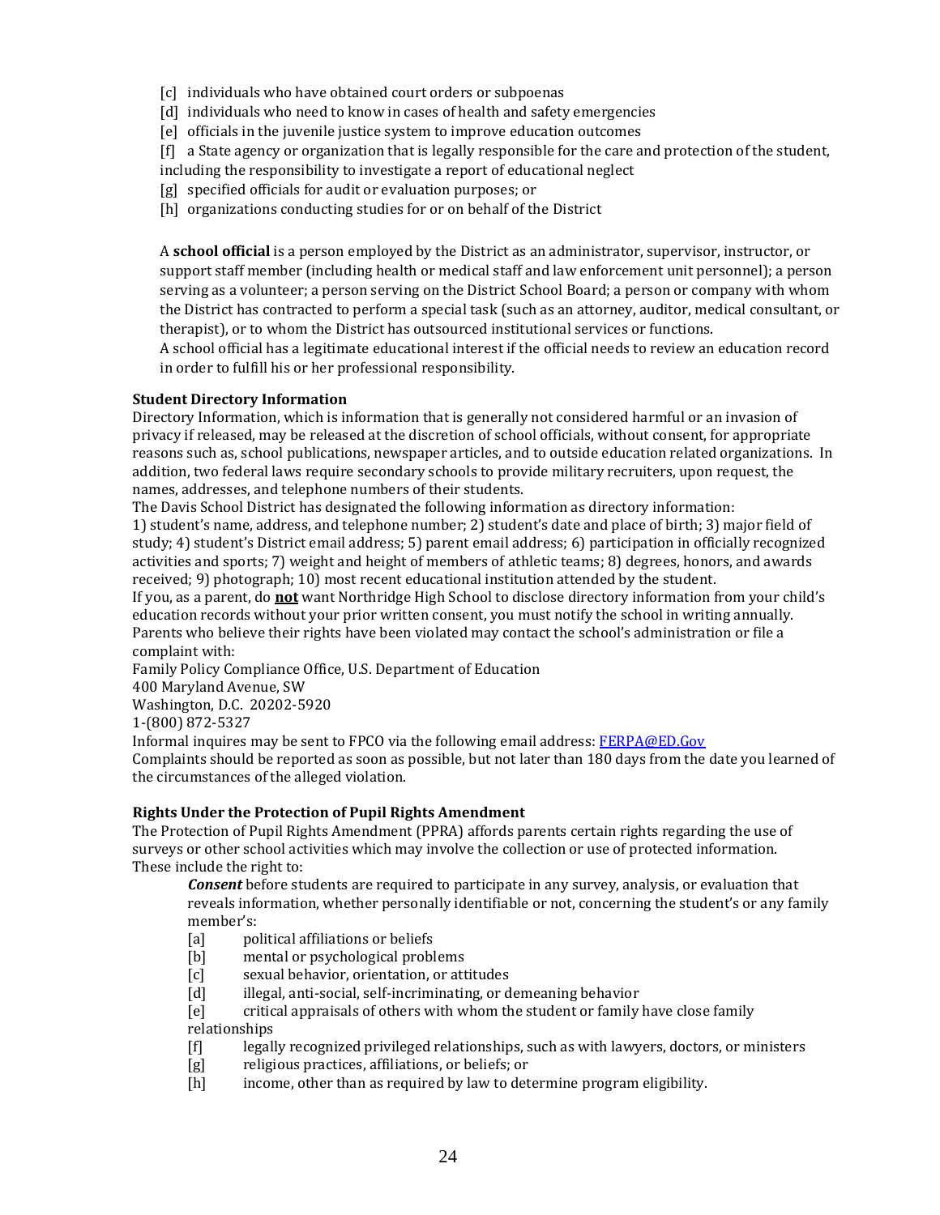[c] individuals who have obtained court orders or subpoenas
[d] individuals who need to know in cases of health and safety emergencies
[e] officials in the juvenile justice system to improve education outcomes
[f] a State agency or organization that is legally responsible for the care and protection of the student, including the responsibility to investigate a report of educational neglect
[g] specified officials for audit or evaluation purposes; or
[h] organizations conducting studies for or on behalf of the District

A **school official** is a person employed by the District as an administrator, supervisor, instructor, or support staff member (including health or medical staff and law enforcement unit personnel); a person serving as a volunteer; a person serving on the District School Board; a person or company with whom the District has contracted to perform a special task (such as an attorney, auditor, medical consultant, or therapist), or to whom the District has outsourced institutional services or functions.
A school official has a legitimate educational interest if the official needs to review an education record in order to fulfill his or her professional responsibility.

**Student Directory Information**

Directory Information, which is information that is generally not considered harmful or an invasion of privacy if released, may be released at the discretion of school officials, without consent, for appropriate reasons such as, school publications, newspaper articles, and to outside education related organizations. In addition, two federal laws require secondary schools to provide military recruiters, upon request, the names, addresses, and telephone numbers of their students.
The Davis School District has designated the following information as directory information:
1) student's name, address, and telephone number; 2) student's date and place of birth; 3) major field of study; 4) student's District email address; 5) parent email address; 6) participation in officially recognized activities and sports; 7) weight and height of members of athletic teams; 8) degrees, honors, and awards received; 9) photograph; 10) most recent educational institution attended by the student.
If you, as a parent, do **not** want Northridge High School to disclose directory information from your child's education records without your prior written consent, you must notify the school in writing annually.
Parents who believe their rights have been violated may contact the school's administration or file a complaint with:
Family Policy Compliance Office, U.S. Department of Education
400 Maryland Avenue, SW
Washington, D.C. 20202-5920
1-(800) 872-5327
Informal inquires may be sent to FPCO via the following email address: FERPA@ED.Gov
Complaints should be reported as soon as possible, but not later than 180 days from the date you learned of the circumstances of the alleged violation.

**Rights Under the Protection of Pupil Rights Amendment**

The Protection of Pupil Rights Amendment (PPRA) affords parents certain rights regarding the use of surveys or other school activities which may involve the collection or use of protected information. These include the right to:

***Consent*** before students are required to participate in any survey, analysis, or evaluation that reveals information, whether personally identifiable or not, concerning the student's or any family member's:

[a] political affiliations or beliefs
[b] mental or psychological problems
[c] sexual behavior, orientation, or attitudes
[d] illegal, anti-social, self-incriminating, or demeaning behavior
[e] critical appraisals of others with whom the student or family have close family relationships
[f] legally recognized privileged relationships, such as with lawyers, doctors, or ministers
[g] religious practices, affiliations, or beliefs; or
[h] income, other than as required by law to determine program eligibility.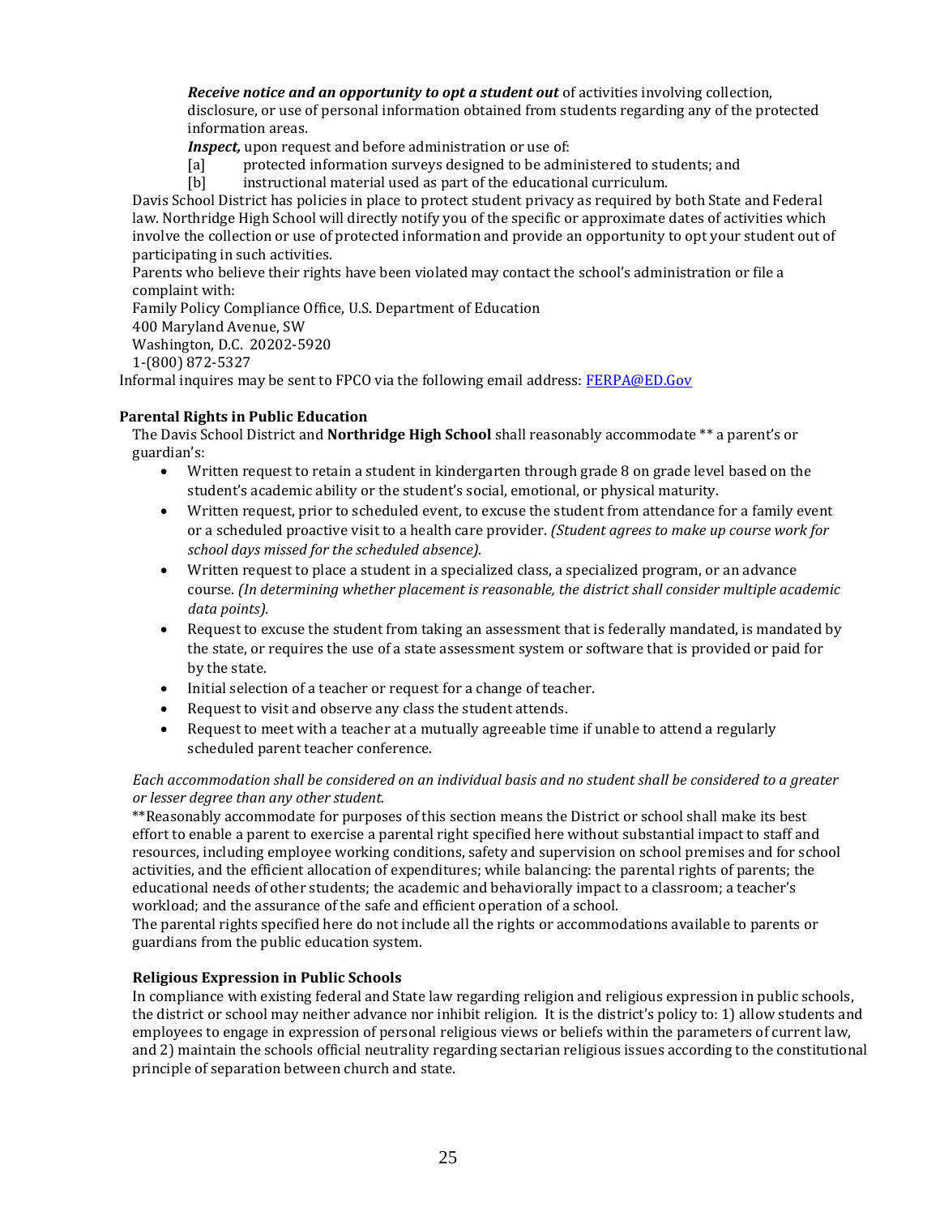***Receive notice and an opportunity to opt a student out*** of activities involving collection, disclosure, or use of personal information obtained from students regarding any of the protected information areas.

***Inspect,*** upon request and before administration or use of:

[a] protected information surveys designed to be administered to students; and

[b] instructional material used as part of the educational curriculum.

Davis School District has policies in place to protect student privacy as required by both State and Federal law. Northridge High School will directly notify you of the specific or approximate dates of activities which involve the collection or use of protected information and provide an opportunity to opt your student out of participating in such activities.

Parents who believe their rights have been violated may contact the school's administration or file a complaint with:

Family Policy Compliance Office, U.S. Department of Education
400 Maryland Avenue, SW
Washington, D.C. 20202-5920
1-(800) 872-5327

Informal inquires may be sent to FPCO via the following email address: FERPA@ED.Gov

**Parental Rights in Public Education**

The Davis School District and **Northridge High School** shall reasonably accommodate ** a parent's or guardian's:

- Written request to retain a student in kindergarten through grade 8 on grade level based on the student's academic ability or the student's social, emotional, or physical maturity.
- Written request, prior to scheduled event, to excuse the student from attendance for a family event or a scheduled proactive visit to a health care provider. *(Student agrees to make up course work for school days missed for the scheduled absence).*
- Written request to place a student in a specialized class, a specialized program, or an advance course. *(In determining whether placement is reasonable, the district shall consider multiple academic data points).*
- Request to excuse the student from taking an assessment that is federally mandated, is mandated by the state, or requires the use of a state assessment system or software that is provided or paid for by the state.
- Initial selection of a teacher or request for a change of teacher.
- Request to visit and observe any class the student attends.
- Request to meet with a teacher at a mutually agreeable time if unable to attend a regularly scheduled parent teacher conference.

*Each accommodation shall be considered on an individual basis and no student shall be considered to a greater or lesser degree than any other student.*

**Reasonably accommodate for purposes of this section means the District or school shall make its best effort to enable a parent to exercise a parental right specified here without substantial impact to staff and resources, including employee working conditions, safety and supervision on school premises and for school activities, and the efficient allocation of expenditures; while balancing: the parental rights of parents; the educational needs of other students; the academic and behaviorally impact to a classroom; a teacher's workload; and the assurance of the safe and efficient operation of a school.

The parental rights specified here do not include all the rights or accommodations available to parents or guardians from the public education system.

**Religious Expression in Public Schools**

In compliance with existing federal and State law regarding religion and religious expression in public schools, the district or school may neither advance nor inhibit religion. It is the district's policy to: 1) allow students and employees to engage in expression of personal religious views or beliefs within the parameters of current law, and 2) maintain the schools official neutrality regarding sectarian religious issues according to the constitutional principle of separation between church and state.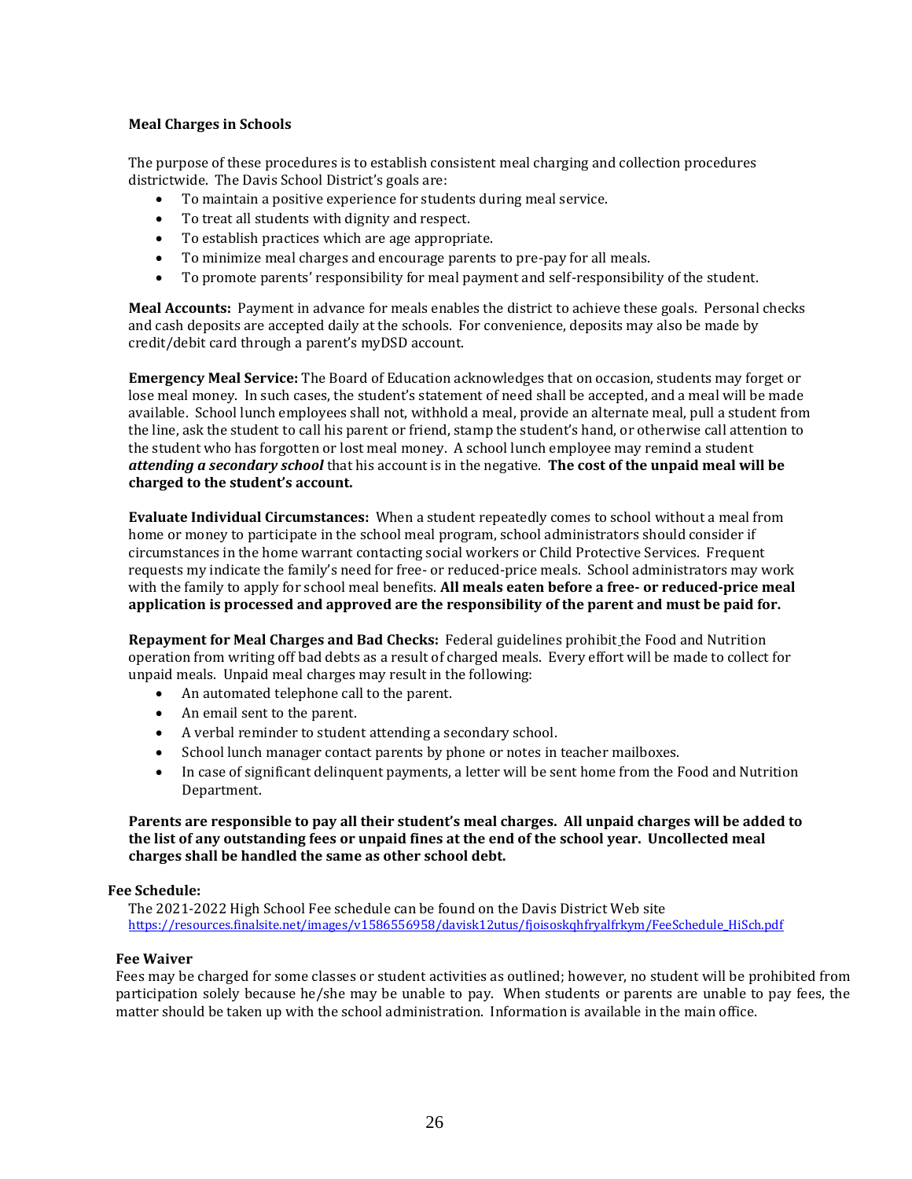**Meal Charges in Schools**

The purpose of these procedures is to establish consistent meal charging and collection procedures districtwide. The Davis School District's goals are:

- To maintain a positive experience for students during meal service.
- To treat all students with dignity and respect.
- To establish practices which are age appropriate.
- To minimize meal charges and encourage parents to pre-pay for all meals.
- To promote parents' responsibility for meal payment and self-responsibility of the student.

**Meal Accounts:** Payment in advance for meals enables the district to achieve these goals. Personal checks and cash deposits are accepted daily at the schools. For convenience, deposits may also be made by credit/debit card through a parent's myDSD account.

**Emergency Meal Service:** The Board of Education acknowledges that on occasion, students may forget or lose meal money. In such cases, the student's statement of need shall be accepted, and a meal will be made available. School lunch employees shall not, withhold a meal, provide an alternate meal, pull a student from the line, ask the student to call his parent or friend, stamp the student's hand, or otherwise call attention to the student who has forgotten or lost meal money. A school lunch employee may remind a student ***attending a secondary school*** that his account is in the negative. **The cost of the unpaid meal will be charged to the student's account.**

**Evaluate Individual Circumstances:** When a student repeatedly comes to school without a meal from home or money to participate in the school meal program, school administrators should consider if circumstances in the home warrant contacting social workers or Child Protective Services. Frequent requests my indicate the family's need for free- or reduced-price meals. School administrators may work with the family to apply for school meal benefits. **All meals eaten before a free- or reduced-price meal application is processed and approved are the responsibility of the parent and must be paid for.**

**Repayment for Meal Charges and Bad Checks:** Federal guidelines prohibit the Food and Nutrition operation from writing off bad debts as a result of charged meals. Every effort will be made to collect for unpaid meals. Unpaid meal charges may result in the following:

- An automated telephone call to the parent.
- An email sent to the parent.
- A verbal reminder to student attending a secondary school.
- School lunch manager contact parents by phone or notes in teacher mailboxes.
- In case of significant delinquent payments, a letter will be sent home from the Food and Nutrition Department.

**Parents are responsible to pay all their student's meal charges. All unpaid charges will be added to the list of any outstanding fees or unpaid fines at the end of the school year. Uncollected meal charges shall be handled the same as other school debt.**

**Fee Schedule:**

The 2021-2022 High School Fee schedule can be found on the Davis District Web site https://resources.finalsite.net/images/v1586556958/davisk12utus/fjoisoskqhfryalfrkym/FeeSchedule_HiSch.pdf

**Fee Waiver**

Fees may be charged for some classes or student activities as outlined; however, no student will be prohibited from participation solely because he/she may be unable to pay. When students or parents are unable to pay fees, the matter should be taken up with the school administration. Information is available in the main office.